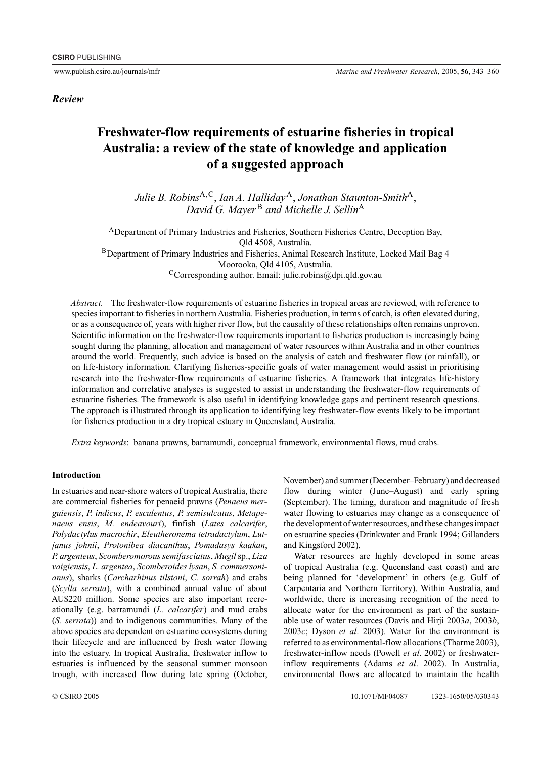*Review*

# Freshwater-flow requirements of estuarine fisheries in tropical Australia: a review of the state of knowledge and application of a suggested approach

*Julie B. Robins*[A,C], *Ian A. Halliday*[A], *Jonathan Staunton-Smith*[A], *David G. Mayer*[B] and *Michelle J. Sellin*[A]

[A]Department of Primary Industries and Fisheries, Southern Fisheries Centre, Deception Bay, Qld 4508, Australia.
[B]Department of Primary Industries and Fisheries, Animal Research Institute, Locked Mail Bag 4 Moorooka, Qld 4105, Australia.
[C]Corresponding author. Email: julie.robins@dpi.qld.gov.au

*Abstract.* The freshwater-flow requirements of estuarine fisheries in tropical areas are reviewed, with reference to species important to fisheries in northern Australia. Fisheries production, in terms of catch, is often elevated during, or as a consequence of, years with higher river flow, but the causality of these relationships often remains unproven. Scientific information on the freshwater-flow requirements important to fisheries production is increasingly being sought during the planning, allocation and management of water resources within Australia and in other countries around the world. Frequently, such advice is based on the analysis of catch and freshwater flow (or rainfall), or on life-history information. Clarifying fisheries-specific goals of water management would assist in prioritising research into the freshwater-flow requirements of estuarine fisheries. A framework that integrates life-history information and correlative analyses is suggested to assist in understanding the freshwater-flow requirements of estuarine fisheries. The framework is also useful in identifying knowledge gaps and pertinent research questions. The approach is illustrated through its application to identifying key freshwater-flow events likely to be important for fisheries production in a dry tropical estuary in Queensland, Australia.

*Extra keywords*: banana prawns, barramundi, conceptual framework, environmental flows, mud crabs.

## Introduction

In estuaries and near-shore waters of tropical Australia, there are commercial fisheries for penaeid prawns (*Penaeus merguiensis*, *P. indicus*, *P. esculentus*, *P. semisulcatus*, *Metapenaeus ensis*, *M. endeavouri*), finfish (*Lates calcarifer*, *Polydactylus macrochir*, *Eleutheronema tetradactylum*, *Lutjanus johnii*, *Protonibea diacanthus*, *Pomadasys kaakan*, *P. argenteus*, *Scomberomorous semifasciatus*, *Mugil* sp., *Liza vaigiensis*, *L. argentea*, *Scomberoides lysan*, *S. commersonianus*), sharks (*Carcharhinus tilstoni*, *C. sorrah*) and crabs (*Scylla serrata*), with a combined annual value of about AU$220 million. Some species are also important recreationally (e.g. barramundi (*L. calcarifer*) and mud crabs (*S. serrata*)) and to indigenous communities. Many of the above species are dependent on estuarine ecosystems during their lifecycle and are influenced by fresh water flowing into the estuary. In tropical Australia, freshwater inflow to estuaries is influenced by the seasonal summer monsoon trough, with increased flow during late spring (October, November) and summer (December–February) and decreased flow during winter (June–August) and early spring (September). The timing, duration and magnitude of fresh water flowing to estuaries may change as a consequence of the development of water resources, and these changes impact on estuarine species (Drinkwater and Frank 1994; Gillanders and Kingsford 2002).

Water resources are highly developed in some areas of tropical Australia (e.g. Queensland east coast) and are being planned for 'development' in others (e.g. Gulf of Carpentaria and Northern Territory). Within Australia, and worldwide, there is increasing recognition of the need to allocate water for the environment as part of the sustainable use of water resources (Davis and Hirji 2003*a*, 2003*b*, 2003*c*; Dyson *et al*. 2003). Water for the environment is referred to as environmental-flow allocations (Tharme 2003), freshwater-inflow needs (Powell *et al*. 2002) or freshwater-inflow requirements (Adams *et al*. 2002). In Australia, environmental flows are allocated to maintain the health

© CSIRO 2005 10.1071/MF04087 1323-1650/05/030343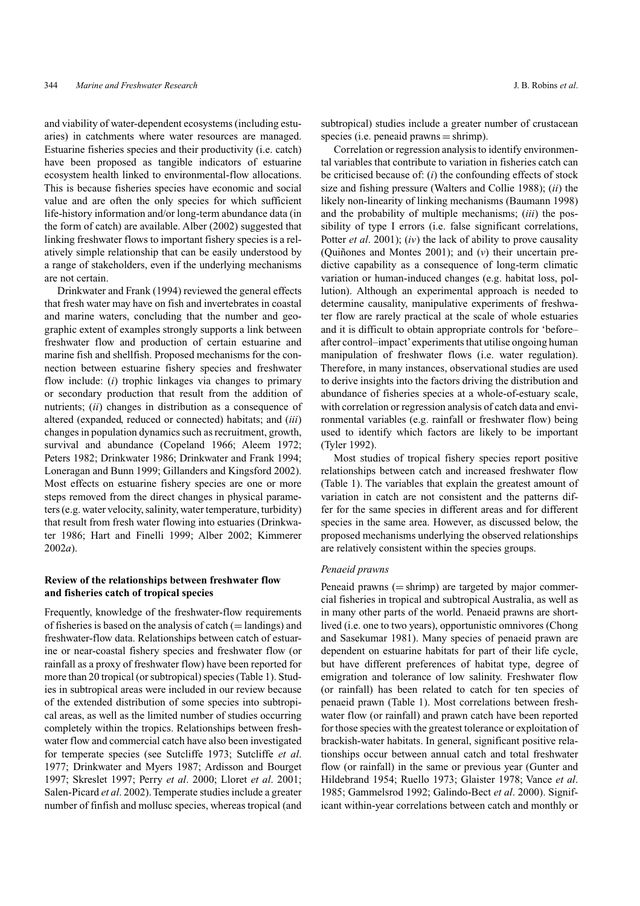and viability of water-dependent ecosystems (including estuaries) in catchments where water resources are managed. Estuarine fisheries species and their productivity (i.e. catch) have been proposed as tangible indicators of estuarine ecosystem health linked to environmental-flow allocations. This is because fisheries species have economic and social value and are often the only species for which sufficient life-history information and/or long-term abundance data (in the form of catch) are available. Alber (2002) suggested that linking freshwater flows to important fishery species is a relatively simple relationship that can be easily understood by a range of stakeholders, even if the underlying mechanisms are not certain.

Drinkwater and Frank (1994) reviewed the general effects that fresh water may have on fish and invertebrates in coastal and marine waters, concluding that the number and geographic extent of examples strongly supports a link between freshwater flow and production of certain estuarine and marine fish and shellfish. Proposed mechanisms for the connection between estuarine fishery species and freshwater flow include: (*i*) trophic linkages via changes to primary or secondary production that result from the addition of nutrients; (*ii*) changes in distribution as a consequence of altered (expanded, reduced or connected) habitats; and (*iii*) changes in population dynamics such as recruitment, growth, survival and abundance (Copeland 1966; Aleem 1972; Peters 1982; Drinkwater 1986; Drinkwater and Frank 1994; Loneragan and Bunn 1999; Gillanders and Kingsford 2002). Most effects on estuarine fishery species are one or more steps removed from the direct changes in physical parameters (e.g. water velocity, salinity, water temperature, turbidity) that result from fresh water flowing into estuaries (Drinkwater 1986; Hart and Finelli 1999; Alber 2002; Kimmerer 2002*a*).

## Review of the relationships between freshwater flow and fisheries catch of tropical species

Frequently, knowledge of the freshwater-flow requirements of fisheries is based on the analysis of catch (= landings) and freshwater-flow data. Relationships between catch of estuarine or near-coastal fishery species and freshwater flow (or rainfall as a proxy of freshwater flow) have been reported for more than 20 tropical (or subtropical) species (Table 1). Studies in subtropical areas were included in our review because of the extended distribution of some species into subtropical areas, as well as the limited number of studies occurring completely within the tropics. Relationships between freshwater flow and commercial catch have also been investigated for temperate species (see Sutcliffe 1973; Sutcliffe *et al*. 1977; Drinkwater and Myers 1987; Ardisson and Bourget 1997; Skreslet 1997; Perry *et al*. 2000; Lloret *et al*. 2001; Salen-Picard *et al*. 2002). Temperate studies include a greater number of finfish and mollusc species, whereas tropical (and subtropical) studies include a greater number of crustacean species (i.e. peneaid prawns = shrimp).

Correlation or regression analysis to identify environmental variables that contribute to variation in fisheries catch can be criticised because of: (*i*) the confounding effects of stock size and fishing pressure (Walters and Collie 1988); (*ii*) the likely non-linearity of linking mechanisms (Baumann 1998) and the probability of multiple mechanisms; (*iii*) the possibility of type I errors (i.e. false significant correlations, Potter *et al*. 2001); (*iv*) the lack of ability to prove causality (Quiñones and Montes 2001); and (*v*) their uncertain predictive capability as a consequence of long-term climatic variation or human-induced changes (e.g. habitat loss, pollution). Although an experimental approach is needed to determine causality, manipulative experiments of freshwater flow are rarely practical at the scale of whole estuaries and it is difficult to obtain appropriate controls for 'before–after control–impact' experiments that utilise ongoing human manipulation of freshwater flows (i.e. water regulation). Therefore, in many instances, observational studies are used to derive insights into the factors driving the distribution and abundance of fisheries species at a whole-of-estuary scale, with correlation or regression analysis of catch data and environmental variables (e.g. rainfall or freshwater flow) being used to identify which factors are likely to be important (Tyler 1992).

Most studies of tropical fishery species report positive relationships between catch and increased freshwater flow (Table 1). The variables that explain the greatest amount of variation in catch are not consistent and the patterns differ for the same species in different areas and for different species in the same area. However, as discussed below, the proposed mechanisms underlying the observed relationships are relatively consistent within the species groups.

### *Penaeid prawns*

Peneaid prawns (= shrimp) are targeted by major commercial fisheries in tropical and subtropical Australia, as well as in many other parts of the world. Penaeid prawns are short-lived (i.e. one to two years), opportunistic omnivores (Chong and Sasekumar 1981). Many species of penaeid prawn are dependent on estuarine habitats for part of their life cycle, but have different preferences of habitat type, degree of emigration and tolerance of low salinity. Freshwater flow (or rainfall) has been related to catch for ten species of penaeid prawn (Table 1). Most correlations between freshwater flow (or rainfall) and prawn catch have been reported for those species with the greatest tolerance or exploitation of brackish-water habitats. In general, significant positive relationships occur between annual catch and total freshwater flow (or rainfall) in the same or previous year (Gunter and Hildebrand 1954; Ruello 1973; Glaister 1978; Vance *et al*. 1985; Gammelsrod 1992; Galindo-Bect *et al*. 2000). Significant within-year correlations between catch and monthly or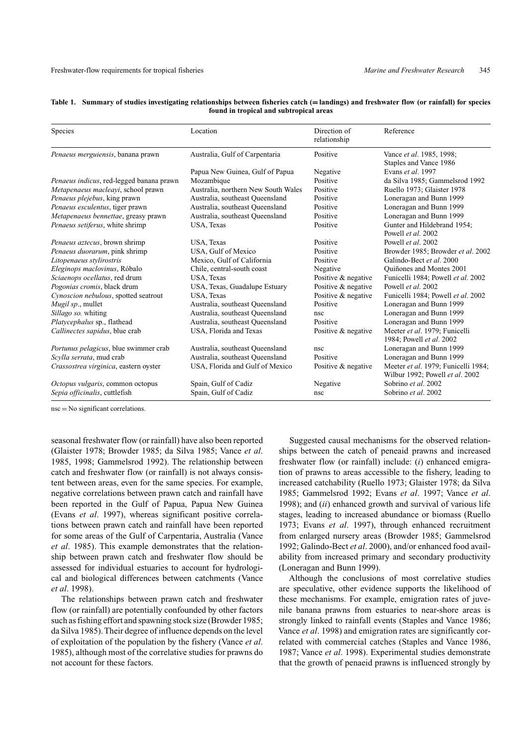**Table 1. Summary of studies investigating relationships between fisheries catch (= landings) and freshwater flow (or rainfall) for species found in tropical and subtropical areas**

| Species | Location | Direction of relationship | Reference |
|---|---|---|---|
| *Penaeus merguiensis*, banana prawn | Australia, Gulf of Carpentaria | Positive | Vance *et al*. 1985, 1998; Staples and Vance 1986 |
| | Papua New Guinea, Gulf of Papua | Negative | Evans *et al*. 1997 |
| *Penaeus indicus*, red-legged banana prawn | Mozambique | Positive | da Silva 1985; Gammelsrod 1992 |
| *Metapenaeus macleayi*, school prawn | Australia, northern New South Wales | Positive | Ruello 1973; Glaister 1978 |
| *Penaeus plejebus*, king prawn | Australia, southeast Queensland | Positive | Loneragan and Bunn 1999 |
| *Penaeus esculentus*, tiger prawn | Australia, southeast Queensland | Positive | Loneragan and Bunn 1999 |
| *Metapenaeus bennettae*, greasy prawn | Australia, southeast Queensland | Positive | Loneragan and Bunn 1999 |
| *Penaeus setiferus*, white shrimp | USA, Texas | Positive | Gunter and Hildebrand 1954; Powell *et al*. 2002 |
| *Penaeus aztecus*, brown shrimp | USA, Texas | Positive | Powell *et al*. 2002 |
| *Penaeus duorarum*, pink shrimp | USA, Gulf of Mexico | Positive | Browder 1985; Browder *et al*. 2002 |
| *Litopenaeus stylirostris* | Mexico, Gulf of California | Positive | Galindo-Bect *et al*. 2000 |
| *Eleginops maclovinus*, Róbalo | Chile, central-south coast | Negative | Quiñones and Montes 2001 |
| *Sciaenops ocellatus*, red drum | USA, Texas | Positive & negative | Funicelli 1984; Powell *et al*. 2002 |
| *Pogonias cromis*, black drum | USA, Texas, Guadalupe Estuary | Positive & negative | Powell *et al*. 2002 |
| *Cynoscion nebulous*, spotted seatrout | USA, Texas | Positive & negative | Funicelli 1984; Powell *et al*. 2002 |
| *Mugil sp*., mullet | Australia, southeast Queensland | Positive | Loneragan and Bunn 1999 |
| *Sillago so.* whiting | Australia, southeast Queensland | nsc | Loneragan and Bunn 1999 |
| *Platycephalus* sp., flathead | Australia, southeast Queensland | Positive | Loneragan and Bunn 1999 |
| *Callinectes sapidus*, blue crab | USA, Florida and Texas | Positive & negative | Meeter *et al*. 1979; Funicelli 1984; Powell *et al*. 2002 |
| *Portunus pelagicus*, blue swimmer crab | Australia, southeast Queensland | nsc | Loneragan and Bunn 1999 |
| *Scylla serrata*, mud crab | Australia, southeast Queensland | Positive | Loneragan and Bunn 1999 |
| *Crassostrea virginica*, eastern oyster | USA, Florida and Gulf of Mexico | Positive & negative | Meeter *et al*. 1979; Funicelli 1984; Wilbur 1992; Powell *et al*. 2002 |
| *Octopus vulgaris*, common octopus | Spain, Gulf of Cadiz | Negative | Sobrino *et al*. 2002 |
| *Sepia officinalis*, cuttlefish | Spain, Gulf of Cadiz | nsc | Sobrino *et al*. 2002 |

nsc = No significant correlations.

seasonal freshwater flow (or rainfall) have also been reported (Glaister 1978; Browder 1985; da Silva 1985; Vance *et al*. 1985, 1998; Gammelsrod 1992). The relationship between catch and freshwater flow (or rainfall) is not always consistent between areas, even for the same species. For example, negative correlations between prawn catch and rainfall have been reported in the Gulf of Papua, Papua New Guinea (Evans *et al*. 1997), whereas significant positive correlations between prawn catch and rainfall have been reported for some areas of the Gulf of Carpentaria, Australia (Vance *et al*. 1985). This example demonstrates that the relationship between prawn catch and freshwater flow should be assessed for individual estuaries to account for hydrological and biological differences between catchments (Vance *et al*. 1998).

The relationships between prawn catch and freshwater flow (or rainfall) are potentially confounded by other factors such as fishing effort and spawning stock size (Browder 1985; da Silva 1985). Their degree of influence depends on the level of exploitation of the population by the fishery (Vance *et al*. 1985), although most of the correlative studies for prawns do not account for these factors.

Suggested causal mechanisms for the observed relationships between the catch of peneaid prawns and increased freshwater flow (or rainfall) include: (*i*) enhanced emigration of prawns to areas accessible to the fishery, leading to increased catchability (Ruello 1973; Glaister 1978; da Silva 1985; Gammelsrod 1992; Evans *et al*. 1997; Vance *et al*. 1998); and (*ii*) enhanced growth and survival of various life stages, leading to increased abundance or biomass (Ruello 1973; Evans *et al*. 1997), through enhanced recruitment from enlarged nursery areas (Browder 1985; Gammelsrod 1992; Galindo-Bect *et al*. 2000), and/or enhanced food availability from increased primary and secondary productivity (Loneragan and Bunn 1999).

Although the conclusions of most correlative studies are speculative, other evidence supports the likelihood of these mechanisms. For example, emigration rates of juvenile banana prawns from estuaries to near-shore areas is strongly linked to rainfall events (Staples and Vance 1986; Vance *et al*. 1998) and emigration rates are significantly correlated with commercial catches (Staples and Vance 1986, 1987; Vance *et al*. 1998). Experimental studies demonstrate that the growth of penaeid prawns is influenced strongly by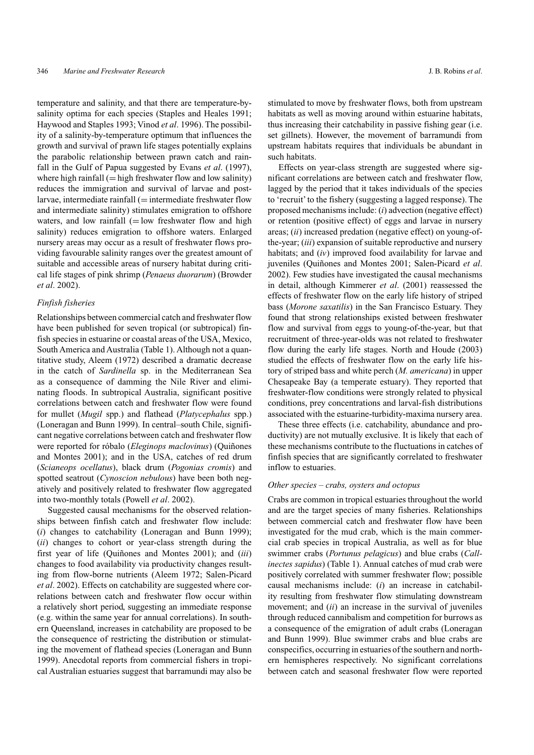temperature and salinity, and that there are temperature-by-salinity optima for each species (Staples and Heales 1991; Haywood and Staples 1993; Vinod *et al*. 1996). The possibility of a salinity-by-temperature optimum that influences the growth and survival of prawn life stages potentially explains the parabolic relationship between prawn catch and rainfall in the Gulf of Papua suggested by Evans *et al*. (1997), where high rainfall (= high freshwater flow and low salinity) reduces the immigration and survival of larvae and post-larvae, intermediate rainfall (= intermediate freshwater flow and intermediate salinity) stimulates emigration to offshore waters, and low rainfall (= low freshwater flow and high salinity) reduces emigration to offshore waters. Enlarged nursery areas may occur as a result of freshwater flows providing favourable salinity ranges over the greatest amount of suitable and accessible areas of nursery habitat during critical life stages of pink shrimp (*Penaeus duorarum*) (Browder *et al*. 2002).

### *Finfish fisheries*

Relationships between commercial catch and freshwater flow have been published for seven tropical (or subtropical) finfish species in estuarine or coastal areas of the USA, Mexico, South America and Australia (Table 1). Although not a quantitative study, Aleem (1972) described a dramatic decrease in the catch of *Sardinella* sp. in the Mediterranean Sea as a consequence of damming the Nile River and eliminating floods. In subtropical Australia, significant positive correlations between catch and freshwater flow were found for mullet (*Mugil* spp.) and flathead (*Platycephalus* spp.) (Loneragan and Bunn 1999). In central–south Chile, significant negative correlations between catch and freshwater flow were reported for róbalo (*Eleginops maclovinus*) (Quiñones and Montes 2001); and in the USA, catches of red drum (*Scianeops ocellatus*), black drum (*Pogonias cromis*) and spotted seatrout (*Cynoscion nebulous*) have been both negatively and positively related to freshwater flow aggregated into two-monthly totals (Powell *et al*. 2002).

Suggested causal mechanisms for the observed relationships between finfish catch and freshwater flow include: (*i*) changes to catchability (Loneragan and Bunn 1999); (*ii*) changes to cohort or year-class strength during the first year of life (Quiñones and Montes 2001); and (*iii*) changes to food availability via productivity changes resulting from flow-borne nutrients (Aleem 1972; Salen-Picard *et al*. 2002). Effects on catchability are suggested where correlations between catch and freshwater flow occur within a relatively short period, suggesting an immediate response (e.g. within the same year for annual correlations). In southern Queensland, increases in catchability are proposed to be the consequence of restricting the distribution or stimulating the movement of flathead species (Loneragan and Bunn 1999). Anecdotal reports from commercial fishers in tropical Australian estuaries suggest that barramundi may also be stimulated to move by freshwater flows, both from upstream habitats as well as moving around within estuarine habitats, thus increasing their catchability in passive fishing gear (i.e. set gillnets). However, the movement of barramundi from upstream habitats requires that individuals be abundant in such habitats.

Effects on year-class strength are suggested where significant correlations are between catch and freshwater flow, lagged by the period that it takes individuals of the species to 'recruit' to the fishery (suggesting a lagged response). The proposed mechanisms include: (*i*) advection (negative effect) or retention (positive effect) of eggs and larvae in nursery areas; (*ii*) increased predation (negative effect) on young-of-the-year; (*iii*) expansion of suitable reproductive and nursery habitats; and (*iv*) improved food availability for larvae and juveniles (Quiñones and Montes 2001; Salen-Picard *et al*. 2002). Few studies have investigated the causal mechanisms in detail, although Kimmerer *et al*. (2001) reassessed the effects of freshwater flow on the early life history of striped bass (*Morone saxatilis*) in the San Francisco Estuary. They found that strong relationships existed between freshwater flow and survival from eggs to young-of-the-year, but that recruitment of three-year-olds was not related to freshwater flow during the early life stages. North and Houde (2003) studied the effects of freshwater flow on the early life history of striped bass and white perch (*M. americana*) in upper Chesapeake Bay (a temperate estuary). They reported that freshwater-flow conditions were strongly related to physical conditions, prey concentrations and larval-fish distributions associated with the estuarine-turbidity-maxima nursery area.

These three effects (i.e. catchability, abundance and productivity) are not mutually exclusive. It is likely that each of these mechanisms contribute to the fluctuations in catches of finfish species that are significantly correlated to freshwater inflow to estuaries.

### *Other species – crabs, oysters and octopus*

Crabs are common in tropical estuaries throughout the world and are the target species of many fisheries. Relationships between commercial catch and freshwater flow have been investigated for the mud crab, which is the main commercial crab species in tropical Australia, as well as for blue swimmer crabs (*Portunus pelagicus*) and blue crabs (*Callinectes sapidus*) (Table 1). Annual catches of mud crab were positively correlated with summer freshwater flow; possible causal mechanisms include: (*i*) an increase in catchability resulting from freshwater flow stimulating downstream movement; and (*ii*) an increase in the survival of juveniles through reduced cannibalism and competition for burrows as a consequence of the emigration of adult crabs (Loneragan and Bunn 1999). Blue swimmer crabs and blue crabs are conspecifics, occurring in estuaries of the southern and northern hemispheres respectively. No significant correlations between catch and seasonal freshwater flow were reported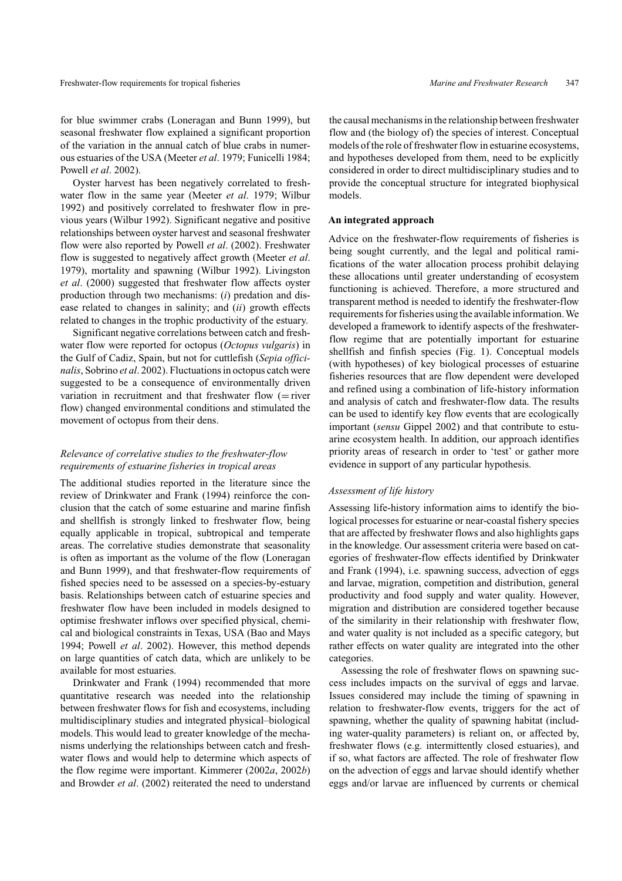for blue swimmer crabs (Loneragan and Bunn 1999), but seasonal freshwater flow explained a significant proportion of the variation in the annual catch of blue crabs in numerous estuaries of the USA (Meeter *et al*. 1979; Funicelli 1984; Powell *et al*. 2002).

Oyster harvest has been negatively correlated to freshwater flow in the same year (Meeter *et al*. 1979; Wilbur 1992) and positively correlated to freshwater flow in previous years (Wilbur 1992). Significant negative and positive relationships between oyster harvest and seasonal freshwater flow were also reported by Powell *et al*. (2002). Freshwater flow is suggested to negatively affect growth (Meeter *et al*. 1979), mortality and spawning (Wilbur 1992). Livingston *et al*. (2000) suggested that freshwater flow affects oyster production through two mechanisms: (*i*) predation and disease related to changes in salinity; and (*ii*) growth effects related to changes in the trophic productivity of the estuary.

Significant negative correlations between catch and freshwater flow were reported for octopus (*Octopus vulgaris*) in the Gulf of Cadiz, Spain, but not for cuttlefish (*Sepia officinalis*, Sobrino *et al*. 2002). Fluctuations in octopus catch were suggested to be a consequence of environmentally driven variation in recruitment and that freshwater flow (= river flow) changed environmental conditions and stimulated the movement of octopus from their dens.

### *Relevance of correlative studies to the freshwater-flow requirements of estuarine fisheries in tropical areas*

The additional studies reported in the literature since the review of Drinkwater and Frank (1994) reinforce the conclusion that the catch of some estuarine and marine finfish and shellfish is strongly linked to freshwater flow, being equally applicable in tropical, subtropical and temperate areas. The correlative studies demonstrate that seasonality is often as important as the volume of the flow (Loneragan and Bunn 1999), and that freshwater-flow requirements of fished species need to be assessed on a species-by-estuary basis. Relationships between catch of estuarine species and freshwater flow have been included in models designed to optimise freshwater inflows over specified physical, chemical and biological constraints in Texas, USA (Bao and Mays 1994; Powell *et al*. 2002). However, this method depends on large quantities of catch data, which are unlikely to be available for most estuaries.

Drinkwater and Frank (1994) recommended that more quantitative research was needed into the relationship between freshwater flows for fish and ecosystems, including multidisciplinary studies and integrated physical–biological models. This would lead to greater knowledge of the mechanisms underlying the relationships between catch and freshwater flows and would help to determine which aspects of the flow regime were important. Kimmerer (2002*a*, 2002*b*) and Browder *et al*. (2002) reiterated the need to understand the causal mechanisms in the relationship between freshwater flow and (the biology of) the species of interest. Conceptual models of the role of freshwater flow in estuarine ecosystems, and hypotheses developed from them, need to be explicitly considered in order to direct multidisciplinary studies and to provide the conceptual structure for integrated biophysical models.

## An integrated approach

Advice on the freshwater-flow requirements of fisheries is being sought currently, and the legal and political ramifications of the water allocation process prohibit delaying these allocations until greater understanding of ecosystem functioning is achieved. Therefore, a more structured and transparent method is needed to identify the freshwater-flow requirements for fisheries using the available information. We developed a framework to identify aspects of the freshwater-flow regime that are potentially important for estuarine shellfish and finfish species (Fig. 1). Conceptual models (with hypotheses) of key biological processes of estuarine fisheries resources that are flow dependent were developed and refined using a combination of life-history information and analysis of catch and freshwater-flow data. The results can be used to identify key flow events that are ecologically important (*sensu* Gippel 2002) and that contribute to estuarine ecosystem health. In addition, our approach identifies priority areas of research in order to 'test' or gather more evidence in support of any particular hypothesis.

### *Assessment of life history*

Assessing life-history information aims to identify the biological processes for estuarine or near-coastal fishery species that are affected by freshwater flows and also highlights gaps in the knowledge. Our assessment criteria were based on categories of freshwater-flow effects identified by Drinkwater and Frank (1994), i.e. spawning success, advection of eggs and larvae, migration, competition and distribution, general productivity and food supply and water quality. However, migration and distribution are considered together because of the similarity in their relationship with freshwater flow, and water quality is not included as a specific category, but rather effects on water quality are integrated into the other categories.

Assessing the role of freshwater flows on spawning success includes impacts on the survival of eggs and larvae. Issues considered may include the timing of spawning in relation to freshwater-flow events, triggers for the act of spawning, whether the quality of spawning habitat (including water-quality parameters) is reliant on, or affected by, freshwater flows (e.g. intermittently closed estuaries), and if so, what factors are affected. The role of freshwater flow on the advection of eggs and larvae should identify whether eggs and/or larvae are influenced by currents or chemical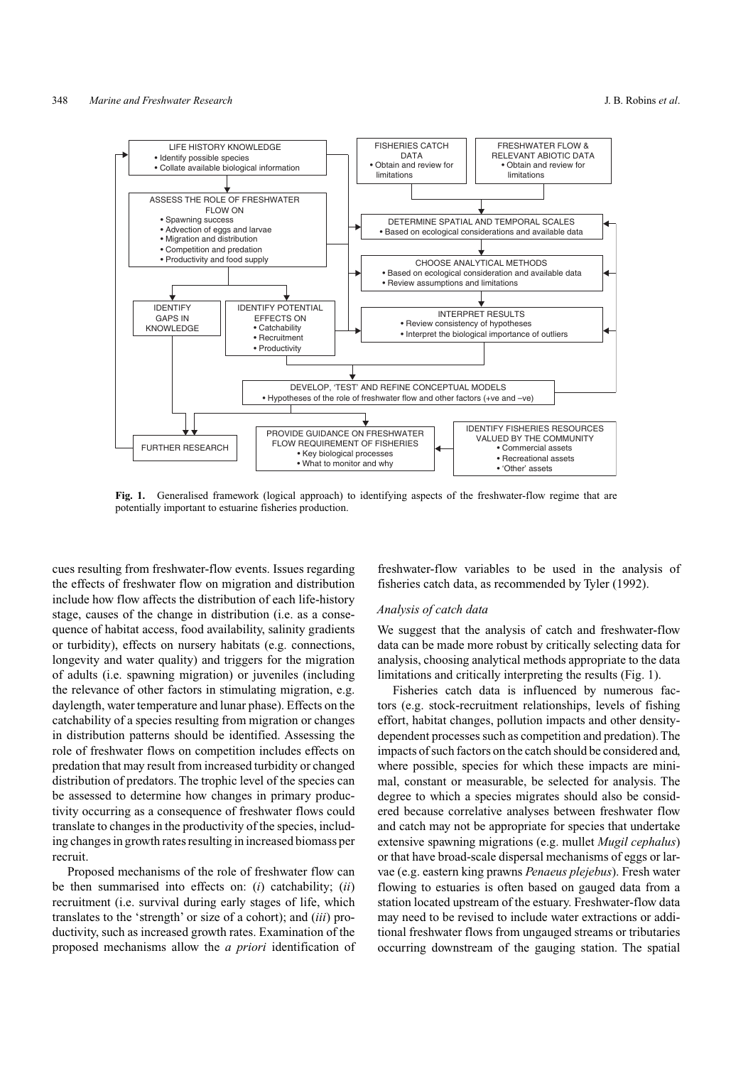LIFE HISTORY KNOWLEDGE
- Identify possible species
- Collate available biological information

ASSESS THE ROLE OF FRESHWATER FLOW ON
- Spawning success
- Advection of eggs and larvae
- Migration and distribution
- Competition and predation
- Productivity and food supply

IDENTIFY GAPS IN KNOWLEDGE

IDENTIFY POTENTIAL EFFECTS ON
- Catchability
- Recruitment
- Productivity

FISHERIES CATCH DATA
- Obtain and review for limitations

FRESHWATER FLOW & RELEVANT ABIOTIC DATA
- Obtain and review for limitations

DETERMINE SPATIAL AND TEMPORAL SCALES
- Based on ecological considerations and available data

CHOOSE ANALYTICAL METHODS
- Based on ecological consideration and available data
- Review assumptions and limitations

INTERPRET RESULTS
- Review consistency of hypotheses
- Interpret the biological importance of outliers

DEVELOP, 'TEST' AND REFINE CONCEPTUAL MODELS
- Hypotheses of the role of freshwater flow and other factors (+ve and –ve)

FURTHER RESEARCH

PROVIDE GUIDANCE ON FRESHWATER FLOW REQUIREMENT OF FISHERIES
- Key biological processes
- What to monitor and why

IDENTIFY FISHERIES RESOURCES VALUED BY THE COMMUNITY
- Commercial assets
- Recreational assets
- 'Other' assets

**Fig. 1.** Generalised framework (logical approach) to identifying aspects of the freshwater-flow regime that are potentially important to estuarine fisheries production.

cues resulting from freshwater-flow events. Issues regarding the effects of freshwater flow on migration and distribution include how flow affects the distribution of each life-history stage, causes of the change in distribution (i.e. as a consequence of habitat access, food availability, salinity gradients or turbidity), effects on nursery habitats (e.g. connections, longevity and water quality) and triggers for the migration of adults (i.e. spawning migration) or juveniles (including the relevance of other factors in stimulating migration, e.g. daylength, water temperature and lunar phase). Effects on the catchability of a species resulting from migration or changes in distribution patterns should be identified. Assessing the role of freshwater flows on competition includes effects on predation that may result from increased turbidity or changed distribution of predators. The trophic level of the species can be assessed to determine how changes in primary productivity occurring as a consequence of freshwater flows could translate to changes in the productivity of the species, including changes in growth rates resulting in increased biomass per recruit.

Proposed mechanisms of the role of freshwater flow can be then summarised into effects on: (*i*) catchability; (*ii*) recruitment (i.e. survival during early stages of life, which translates to the 'strength' or size of a cohort); and (*iii*) productivity, such as increased growth rates. Examination of the proposed mechanisms allow the *a priori* identification of freshwater-flow variables to be used in the analysis of fisheries catch data, as recommended by Tyler (1992).

### *Analysis of catch data*

We suggest that the analysis of catch and freshwater-flow data can be made more robust by critically selecting data for analysis, choosing analytical methods appropriate to the data limitations and critically interpreting the results (Fig. 1).

Fisheries catch data is influenced by numerous factors (e.g. stock-recruitment relationships, levels of fishing effort, habitat changes, pollution impacts and other density-dependent processes such as competition and predation). The impacts of such factors on the catch should be considered and, where possible, species for which these impacts are minimal, constant or measurable, be selected for analysis. The degree to which a species migrates should also be considered because correlative analyses between freshwater flow and catch may not be appropriate for species that undertake extensive spawning migrations (e.g. mullet *Mugil cephalus*) or that have broad-scale dispersal mechanisms of eggs or larvae (e.g. eastern king prawns *Penaeus plejebus*). Fresh water flowing to estuaries is often based on gauged data from a station located upstream of the estuary. Freshwater-flow data may need to be revised to include water extractions or additional freshwater flows from ungauged streams or tributaries occurring downstream of the gauging station. The spatial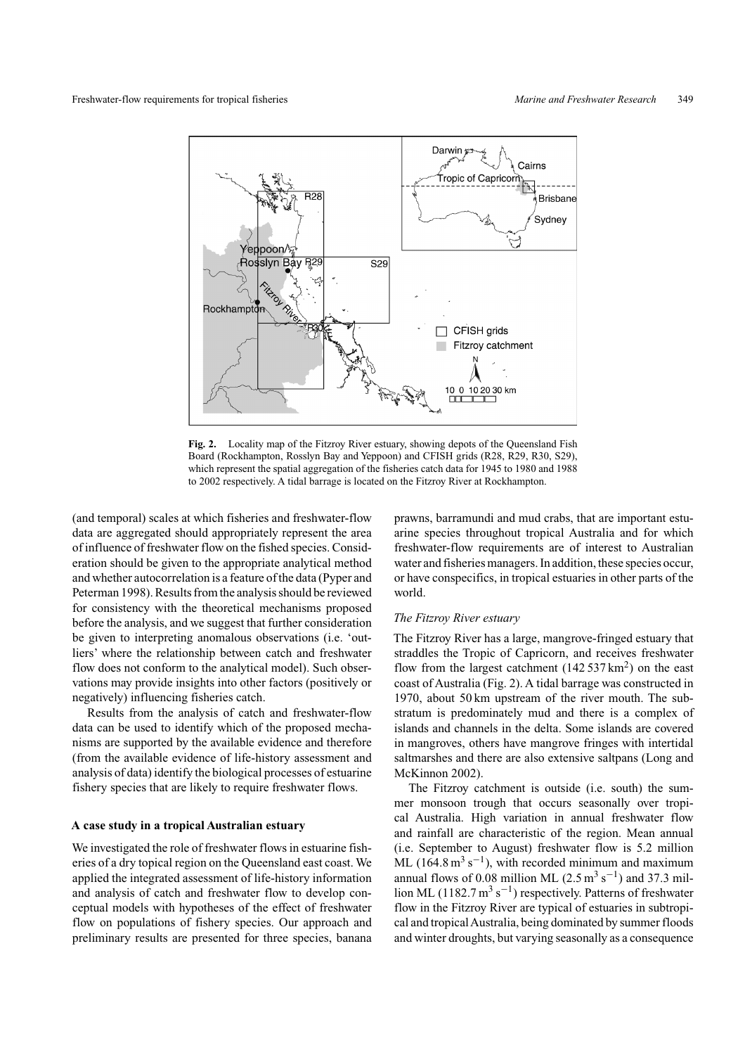Darwin

Cairns

Tropic of Capricorn

Brisbane

Sydney

R28

Yeppoon/

Rosslyn Bay

R29

S29

Fitzroy River

Rockhampton

R30

CFISH grids

Fitzroy catchment

N

10 0 10 20 30 km

**Fig. 2.** Locality map of the Fitzroy River estuary, showing depots of the Queensland Fish Board (Rockhampton, Rosslyn Bay and Yeppoon) and CFISH grids (R28, R29, R30, S29), which represent the spatial aggregation of the fisheries catch data for 1945 to 1980 and 1988 to 2002 respectively. A tidal barrage is located on the Fitzroy River at Rockhampton.

(and temporal) scales at which fisheries and freshwater-flow data are aggregated should appropriately represent the area of influence of freshwater flow on the fished species. Consideration should be given to the appropriate analytical method and whether autocorrelation is a feature of the data (Pyper and Peterman 1998). Results from the analysis should be reviewed for consistency with the theoretical mechanisms proposed before the analysis, and we suggest that further consideration be given to interpreting anomalous observations (i.e. 'outliers' where the relationship between catch and freshwater flow does not conform to the analytical model). Such observations may provide insights into other factors (positively or negatively) influencing fisheries catch.

Results from the analysis of catch and freshwater-flow data can be used to identify which of the proposed mechanisms are supported by the available evidence and therefore (from the available evidence of life-history assessment and analysis of data) identify the biological processes of estuarine fishery species that are likely to require freshwater flows.

## A case study in a tropical Australian estuary

We investigated the role of freshwater flows in estuarine fisheries of a dry topical region on the Queensland east coast. We applied the integrated assessment of life-history information and analysis of catch and freshwater flow to develop conceptual models with hypotheses of the effect of freshwater flow on populations of fishery species. Our approach and preliminary results are presented for three species, banana prawns, barramundi and mud crabs, that are important estuarine species throughout tropical Australia and for which freshwater-flow requirements are of interest to Australian water and fisheries managers. In addition, these species occur, or have conspecifics, in tropical estuaries in other parts of the world.

### *The Fitzroy River estuary*

The Fitzroy River has a large, mangrove-fringed estuary that straddles the Tropic of Capricorn, and receives freshwater flow from the largest catchment (142 537 km$^2$) on the east coast of Australia (Fig. 2). A tidal barrage was constructed in 1970, about 50 km upstream of the river mouth. The substratum is predominately mud and there is a complex of islands and channels in the delta. Some islands are covered in mangroves, others have mangrove fringes with intertidal saltmarshes and there are also extensive saltpans (Long and McKinnon 2002).

The Fitzroy catchment is outside (i.e. south) the summer monsoon trough that occurs seasonally over tropical Australia. High variation in annual freshwater flow and rainfall are characteristic of the region. Mean annual (i.e. September to August) freshwater flow is 5.2 million ML (164.8 m$^3$ s$^{-1}$), with recorded minimum and maximum annual flows of 0.08 million ML (2.5 m$^3$ s$^{-1}$) and 37.3 million ML (1182.7 m$^3$ s$^{-1}$) respectively. Patterns of freshwater flow in the Fitzroy River are typical of estuaries in subtropical and tropical Australia, being dominated by summer floods and winter droughts, but varying seasonally as a consequence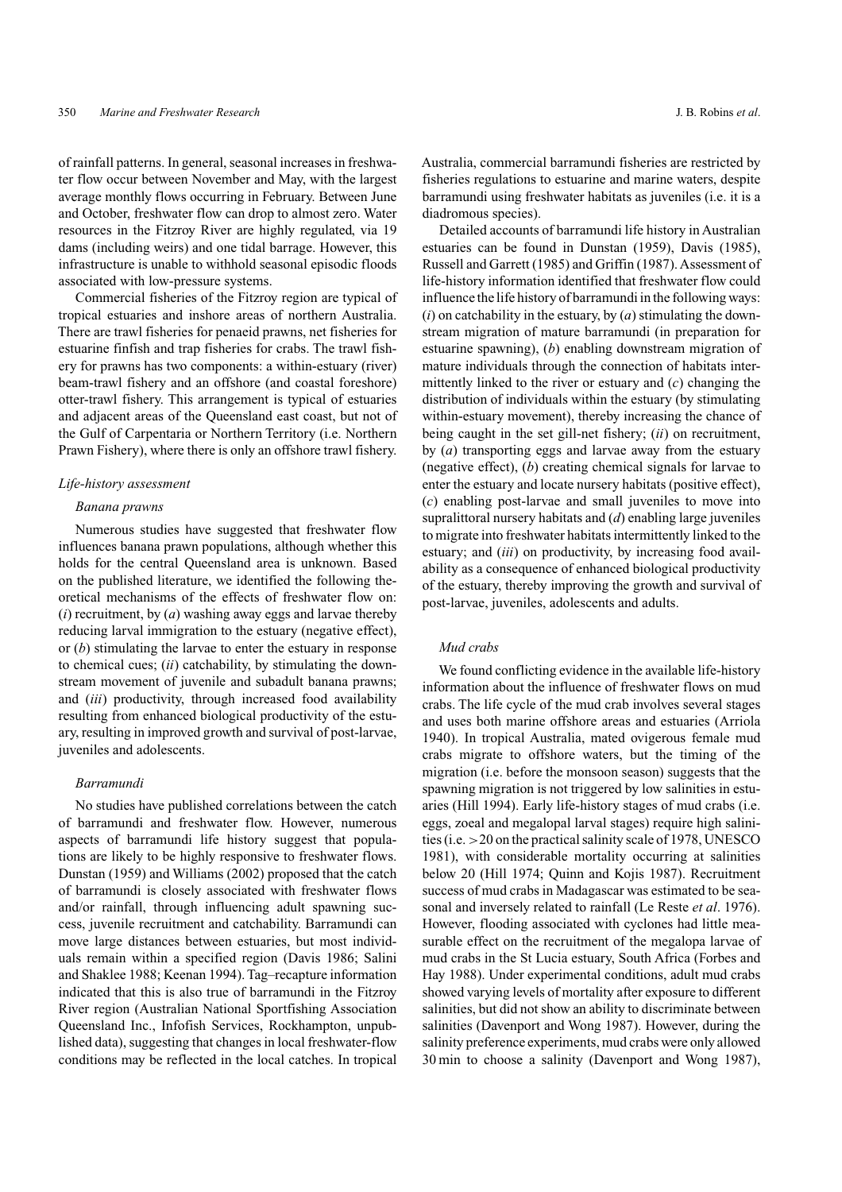of rainfall patterns. In general, seasonal increases in freshwater flow occur between November and May, with the largest average monthly flows occurring in February. Between June and October, freshwater flow can drop to almost zero. Water resources in the Fitzroy River are highly regulated, via 19 dams (including weirs) and one tidal barrage. However, this infrastructure is unable to withhold seasonal episodic floods associated with low-pressure systems.

Commercial fisheries of the Fitzroy region are typical of tropical estuaries and inshore areas of northern Australia. There are trawl fisheries for penaeid prawns, net fisheries for estuarine finfish and trap fisheries for crabs. The trawl fishery for prawns has two components: a within-estuary (river) beam-trawl fishery and an offshore (and coastal foreshore) otter-trawl fishery. This arrangement is typical of estuaries and adjacent areas of the Queensland east coast, but not of the Gulf of Carpentaria or Northern Territory (i.e. Northern Prawn Fishery), where there is only an offshore trawl fishery.

### *Life-history assessment*

#### *Banana prawns*

Numerous studies have suggested that freshwater flow influences banana prawn populations, although whether this holds for the central Queensland area is unknown. Based on the published literature, we identified the following theoretical mechanisms of the effects of freshwater flow on: (*i*) recruitment, by (*a*) washing away eggs and larvae thereby reducing larval immigration to the estuary (negative effect), or (*b*) stimulating the larvae to enter the estuary in response to chemical cues; (*ii*) catchability, by stimulating the downstream movement of juvenile and subadult banana prawns; and (*iii*) productivity, through increased food availability resulting from enhanced biological productivity of the estuary, resulting in improved growth and survival of post-larvae, juveniles and adolescents.

#### *Barramundi*

No studies have published correlations between the catch of barramundi and freshwater flow. However, numerous aspects of barramundi life history suggest that populations are likely to be highly responsive to freshwater flows. Dunstan (1959) and Williams (2002) proposed that the catch of barramundi is closely associated with freshwater flows and/or rainfall, through influencing adult spawning success, juvenile recruitment and catchability. Barramundi can move large distances between estuaries, but most individuals remain within a specified region (Davis 1986; Salini and Shaklee 1988; Keenan 1994). Tag–recapture information indicated that this is also true of barramundi in the Fitzroy River region (Australian National Sportfishing Association Queensland Inc., Infofish Services, Rockhampton, unpublished data), suggesting that changes in local freshwater-flow conditions may be reflected in the local catches. In tropical Australia, commercial barramundi fisheries are restricted by fisheries regulations to estuarine and marine waters, despite barramundi using freshwater habitats as juveniles (i.e. it is a diadromous species).

Detailed accounts of barramundi life history in Australian estuaries can be found in Dunstan (1959), Davis (1985), Russell and Garrett (1985) and Griffin (1987). Assessment of life-history information identified that freshwater flow could influence the life history of barramundi in the following ways: (*i*) on catchability in the estuary, by (*a*) stimulating the downstream migration of mature barramundi (in preparation for estuarine spawning), (*b*) enabling downstream migration of mature individuals through the connection of habitats intermittently linked to the river or estuary and (*c*) changing the distribution of individuals within the estuary (by stimulating within-estuary movement), thereby increasing the chance of being caught in the set gill-net fishery; (*ii*) on recruitment, by (*a*) transporting eggs and larvae away from the estuary (negative effect), (*b*) creating chemical signals for larvae to enter the estuary and locate nursery habitats (positive effect), (*c*) enabling post-larvae and small juveniles to move into supralittoral nursery habitats and (*d*) enabling large juveniles to migrate into freshwater habitats intermittently linked to the estuary; and (*iii*) on productivity, by increasing food availability as a consequence of enhanced biological productivity of the estuary, thereby improving the growth and survival of post-larvae, juveniles, adolescents and adults.

#### *Mud crabs*

We found conflicting evidence in the available life-history information about the influence of freshwater flows on mud crabs. The life cycle of the mud crab involves several stages and uses both marine offshore areas and estuaries (Arriola 1940). In tropical Australia, mated ovigerous female mud crabs migrate to offshore waters, but the timing of the migration (i.e. before the monsoon season) suggests that the spawning migration is not triggered by low salinities in estuaries (Hill 1994). Early life-history stages of mud crabs (i.e. eggs, zoeal and megalopal larval stages) require high salinities (i.e. >20 on the practical salinity scale of 1978, UNESCO 1981), with considerable mortality occurring at salinities below 20 (Hill 1974; Quinn and Kojis 1987). Recruitment success of mud crabs in Madagascar was estimated to be seasonal and inversely related to rainfall (Le Reste *et al*. 1976). However, flooding associated with cyclones had little measurable effect on the recruitment of the megalopa larvae of mud crabs in the St Lucia estuary, South Africa (Forbes and Hay 1988). Under experimental conditions, adult mud crabs showed varying levels of mortality after exposure to different salinities, but did not show an ability to discriminate between salinities (Davenport and Wong 1987). However, during the salinity preference experiments, mud crabs were only allowed 30 min to choose a salinity (Davenport and Wong 1987),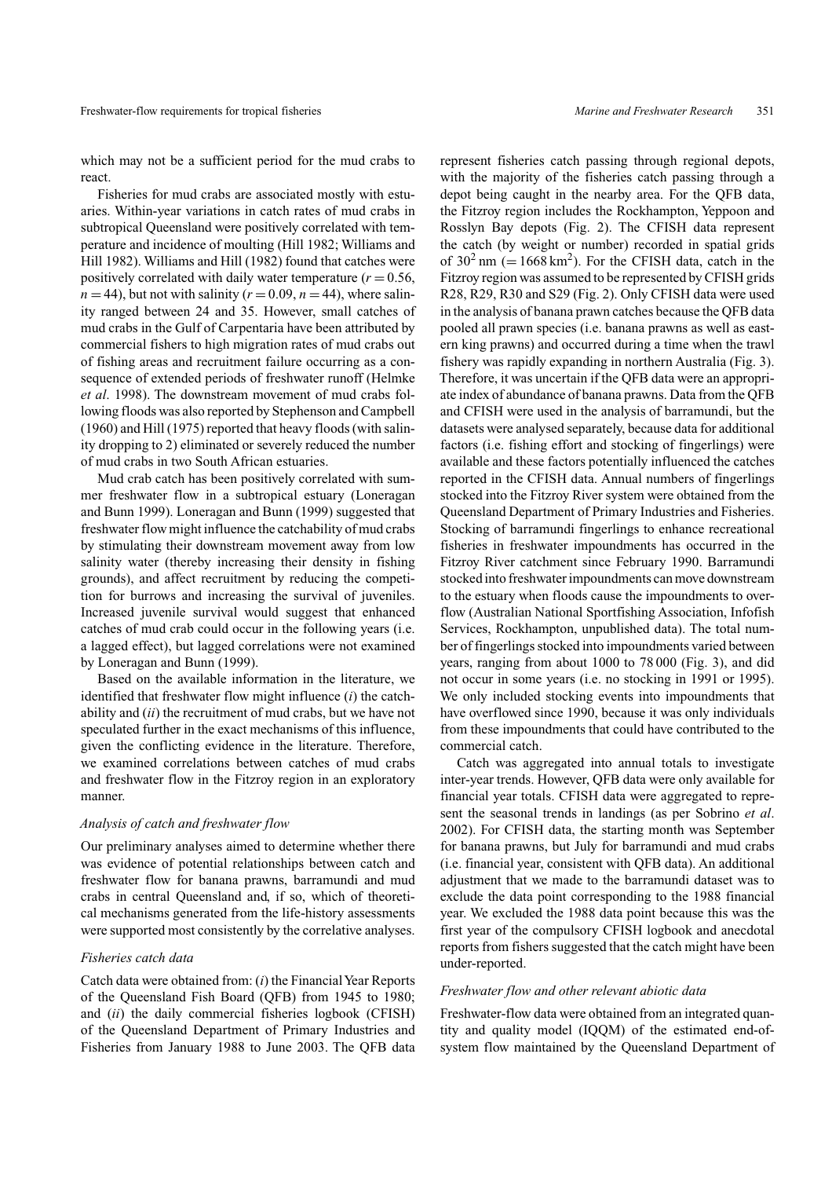which may not be a sufficient period for the mud crabs to react.

Fisheries for mud crabs are associated mostly with estuaries. Within-year variations in catch rates of mud crabs in subtropical Queensland were positively correlated with temperature and incidence of moulting (Hill 1982; Williams and Hill 1982). Williams and Hill (1982) found that catches were positively correlated with daily water temperature ($r = 0.56$, $n = 44$), but not with salinity ($r = 0.09$, $n = 44$), where salinity ranged between 24 and 35. However, small catches of mud crabs in the Gulf of Carpentaria have been attributed by commercial fishers to high migration rates of mud crabs out of fishing areas and recruitment failure occurring as a consequence of extended periods of freshwater runoff (Helmke *et al*. 1998). The downstream movement of mud crabs following floods was also reported by Stephenson and Campbell (1960) and Hill (1975) reported that heavy floods (with salinity dropping to 2) eliminated or severely reduced the number of mud crabs in two South African estuaries.

Mud crab catch has been positively correlated with summer freshwater flow in a subtropical estuary (Loneragan and Bunn 1999). Loneragan and Bunn (1999) suggested that freshwater flow might influence the catchability of mud crabs by stimulating their downstream movement away from low salinity water (thereby increasing their density in fishing grounds), and affect recruitment by reducing the competition for burrows and increasing the survival of juveniles. Increased juvenile survival would suggest that enhanced catches of mud crab could occur in the following years (i.e. a lagged effect), but lagged correlations were not examined by Loneragan and Bunn (1999).

Based on the available information in the literature, we identified that freshwater flow might influence (*i*) the catchability and (*ii*) the recruitment of mud crabs, but we have not speculated further in the exact mechanisms of this influence, given the conflicting evidence in the literature. Therefore, we examined correlations between catches of mud crabs and freshwater flow in the Fitzroy region in an exploratory manner.

### *Analysis of catch and freshwater flow*

Our preliminary analyses aimed to determine whether there was evidence of potential relationships between catch and freshwater flow for banana prawns, barramundi and mud crabs in central Queensland and, if so, which of theoretical mechanisms generated from the life-history assessments were supported most consistently by the correlative analyses.

### *Fisheries catch data*

Catch data were obtained from: (*i*) the Financial Year Reports of the Queensland Fish Board (QFB) from 1945 to 1980; and (*ii*) the daily commercial fisheries logbook (CFISH) of the Queensland Department of Primary Industries and Fisheries from January 1988 to June 2003. The QFB data represent fisheries catch passing through regional depots, with the majority of the fisheries catch passing through a depot being caught in the nearby area. For the QFB data, the Fitzroy region includes the Rockhampton, Yeppoon and Rosslyn Bay depots (Fig. 2). The CFISH data represent the catch (by weight or number) recorded in spatial grids of $30^2$ nm ($= 1668\,\text{km}^2$). For the CFISH data, catch in the Fitzroy region was assumed to be represented by CFISH grids R28, R29, R30 and S29 (Fig. 2). Only CFISH data were used in the analysis of banana prawn catches because the QFB data pooled all prawn species (i.e. banana prawns as well as eastern king prawns) and occurred during a time when the trawl fishery was rapidly expanding in northern Australia (Fig. 3). Therefore, it was uncertain if the QFB data were an appropriate index of abundance of banana prawns. Data from the QFB and CFISH were used in the analysis of barramundi, but the datasets were analysed separately, because data for additional factors (i.e. fishing effort and stocking of fingerlings) were available and these factors potentially influenced the catches reported in the CFISH data. Annual numbers of fingerlings stocked into the Fitzroy River system were obtained from the Queensland Department of Primary Industries and Fisheries. Stocking of barramundi fingerlings to enhance recreational fisheries in freshwater impoundments has occurred in the Fitzroy River catchment since February 1990. Barramundi stocked into freshwater impoundments can move downstream to the estuary when floods cause the impoundments to overflow (Australian National Sportfishing Association, Infofish Services, Rockhampton, unpublished data). The total number of fingerlings stocked into impoundments varied between years, ranging from about 1000 to 78 000 (Fig. 3), and did not occur in some years (i.e. no stocking in 1991 or 1995). We only included stocking events into impoundments that have overflowed since 1990, because it was only individuals from these impoundments that could have contributed to the commercial catch.

Catch was aggregated into annual totals to investigate inter-year trends. However, QFB data were only available for financial year totals. CFISH data were aggregated to represent the seasonal trends in landings (as per Sobrino *et al*. 2002). For CFISH data, the starting month was September for banana prawns, but July for barramundi and mud crabs (i.e. financial year, consistent with QFB data). An additional adjustment that we made to the barramundi dataset was to exclude the data point corresponding to the 1988 financial year. We excluded the 1988 data point because this was the first year of the compulsory CFISH logbook and anecdotal reports from fishers suggested that the catch might have been under-reported.

### *Freshwater flow and other relevant abiotic data*

Freshwater-flow data were obtained from an integrated quantity and quality model (IQQM) of the estimated end-of-system flow maintained by the Queensland Department of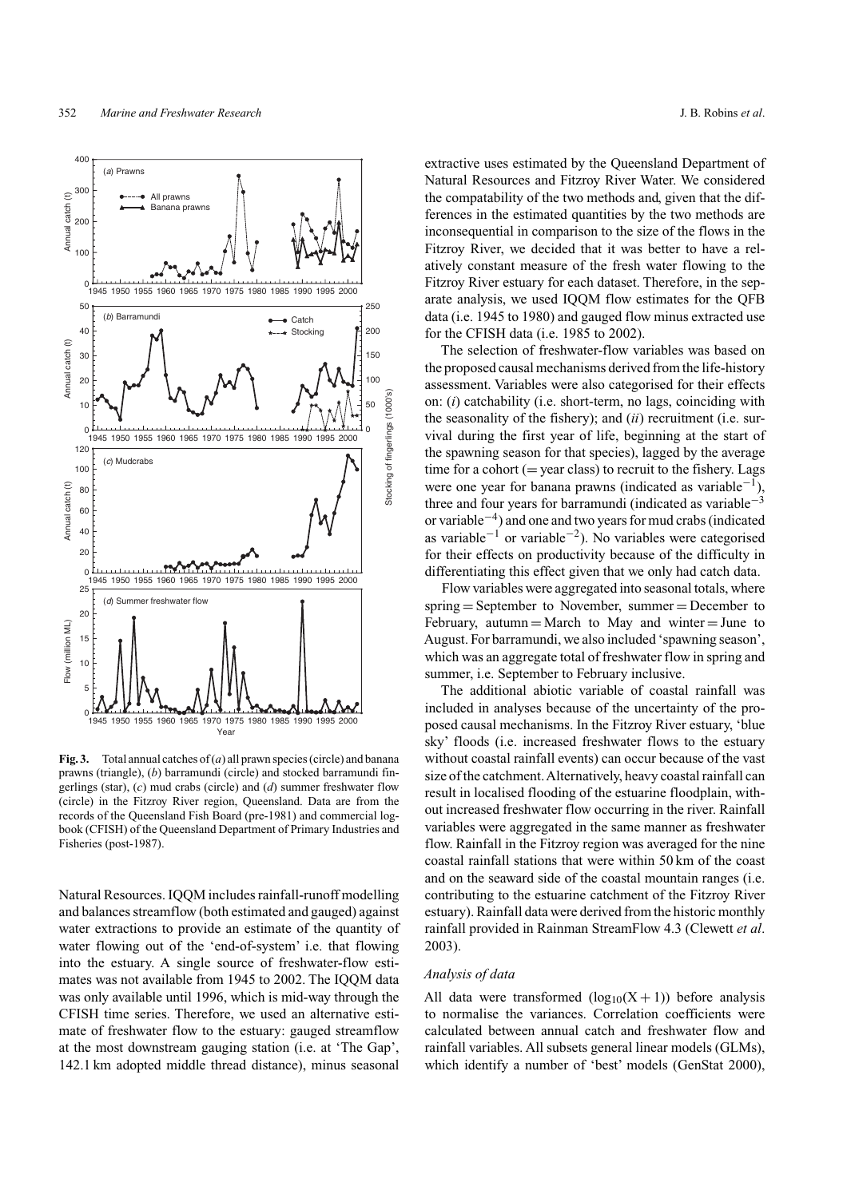**Fig. 3.** Total annual catches of (*a*) all prawn species (circle) and banana prawns (triangle), (*b*) barramundi (circle) and stocked barramundi fingerlings (star), (*c*) mud crabs (circle) and (*d*) summer freshwater flow (circle) in the Fitzroy River region, Queensland. Data are from the records of the Queensland Fish Board (pre-1981) and commercial logbook (CFISH) of the Queensland Department of Primary Industries and Fisheries (post-1987).

Natural Resources. IQQM includes rainfall-runoff modelling and balances streamflow (both estimated and gauged) against water extractions to provide an estimate of the quantity of water flowing out of the 'end-of-system' i.e. that flowing into the estuary. A single source of freshwater-flow estimates was not available from 1945 to 2002. The IQQM data was only available until 1996, which is mid-way through the CFISH time series. Therefore, we used an alternative estimate of freshwater flow to the estuary: gauged streamflow at the most downstream gauging station (i.e. at 'The Gap', 142.1 km adopted middle thread distance), minus seasonal extractive uses estimated by the Queensland Department of Natural Resources and Fitzroy River Water. We considered the compatability of the two methods and, given that the differences in the estimated quantities by the two methods are inconsequential in comparison to the size of the flows in the Fitzroy River, we decided that it was better to have a relatively constant measure of the fresh water flowing to the Fitzroy River estuary for each dataset. Therefore, in the separate analysis, we used IQQM flow estimates for the QFB data (i.e. 1945 to 1980) and gauged flow minus extracted use for the CFISH data (i.e. 1985 to 2002).

The selection of freshwater-flow variables was based on the proposed causal mechanisms derived from the life-history assessment. Variables were also categorised for their effects on: (*i*) catchability (i.e. short-term, no lags, coinciding with the seasonality of the fishery); and (*ii*) recruitment (i.e. survival during the first year of life, beginning at the start of the spawning season for that species), lagged by the average time for a cohort (= year class) to recruit to the fishery. Lags were one year for banana prawns (indicated as variable$^{-1}$), three and four years for barramundi (indicated as variable$^{-3}$ or variable$^{-4}$) and one and two years for mud crabs (indicated as variable$^{-1}$ or variable$^{-2}$). No variables were categorised for their effects on productivity because of the difficulty in differentiating this effect given that we only had catch data.

Flow variables were aggregated into seasonal totals, where spring = September to November, summer = December to February, autumn = March to May and winter = June to August. For barramundi, we also included 'spawning season', which was an aggregate total of freshwater flow in spring and summer, i.e. September to February inclusive.

The additional abiotic variable of coastal rainfall was included in analyses because of the uncertainty of the proposed causal mechanisms. In the Fitzroy River estuary, 'blue sky' floods (i.e. increased freshwater flows to the estuary without coastal rainfall events) can occur because of the vast size of the catchment. Alternatively, heavy coastal rainfall can result in localised flooding of the estuarine floodplain, without increased freshwater flow occurring in the river. Rainfall variables were aggregated in the same manner as freshwater flow. Rainfall in the Fitzroy region was averaged for the nine coastal rainfall stations that were within 50 km of the coast and on the seaward side of the coastal mountain ranges (i.e. contributing to the estuarine catchment of the Fitzroy River estuary). Rainfall data were derived from the historic monthly rainfall provided in Rainman StreamFlow 4.3 (Clewett *et al*. 2003).

### *Analysis of data*

All data were transformed ($\log_{10}(X + 1)$) before analysis to normalise the variances. Correlation coefficients were calculated between annual catch and freshwater flow and rainfall variables. All subsets general linear models (GLMs), which identify a number of 'best' models (GenStat 2000),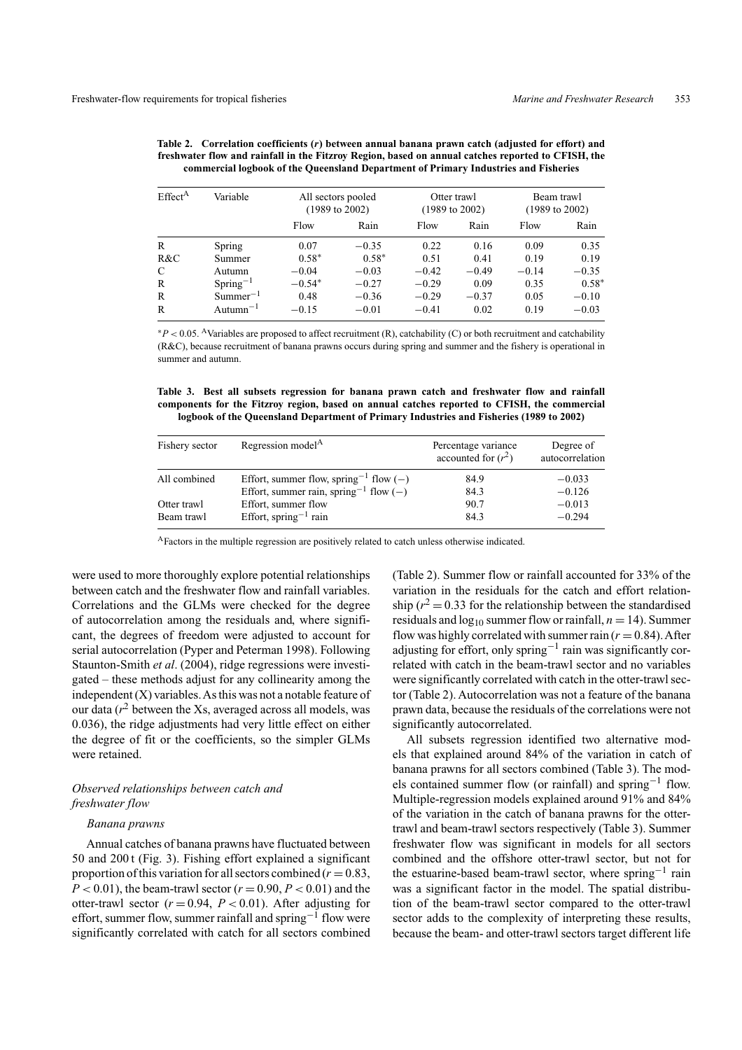**Table 2. Correlation coefficients (*r*) between annual banana prawn catch (adjusted for effort) and freshwater flow and rainfall in the Fitzroy Region, based on annual catches reported to CFISH, the commercial logbook of the Queensland Department of Primary Industries and Fisheries**

| Effect[A] | Variable | All sectors pooled (1989 to 2002) | | Otter trawl (1989 to 2002) | | Beam trawl (1989 to 2002) | |
|---|---|---|---|---|---|---|---|
| | | Flow | Rain | Flow | Rain | Flow | Rain |
| R | Spring | 0.07 | −0.35 | 0.22 | 0.16 | 0.09 | 0.35 |
| R&C | Summer | 0.58* | 0.58* | 0.51 | 0.41 | 0.19 | 0.19 |
| C | Autumn | −0.04 | −0.03 | −0.42 | −0.49 | −0.14 | −0.35 |
| R | Spring$^{-1}$ | −0.54* | −0.27 | −0.29 | 0.09 | 0.35 | 0.58* |
| R | Summer$^{-1}$ | 0.48 | −0.36 | −0.29 | −0.37 | 0.05 | −0.10 |
| R | Autumn$^{-1}$ | −0.15 | −0.01 | −0.41 | 0.02 | 0.19 | −0.03 |

*$P < 0.05$. [A]Variables are proposed to affect recruitment (R), catchability (C) or both recruitment and catchability (R&C), because recruitment of banana prawns occurs during spring and summer and the fishery is operational in summer and autumn.

**Table 3. Best all subsets regression for banana prawn catch and freshwater flow and rainfall components for the Fitzroy region, based on annual catches reported to CFISH, the commercial logbook of the Queensland Department of Primary Industries and Fisheries (1989 to 2002)**

| Fishery sector | Regression model[A] | Percentage variance accounted for ($r^2$) | Degree of autocorrelation |
|---|---|---|---|
| All combined | Effort, summer flow, spring$^{-1}$ flow (−) | 84.9 | −0.033 |
| | Effort, summer rain, spring$^{-1}$ flow (−) | 84.3 | −0.126 |
| Otter trawl | Effort, summer flow | 90.7 | −0.013 |
| Beam trawl | Effort, spring$^{-1}$ rain | 84.3 | −0.294 |

[A]Factors in the multiple regression are positively related to catch unless otherwise indicated.

were used to more thoroughly explore potential relationships between catch and the freshwater flow and rainfall variables. Correlations and the GLMs were checked for the degree of autocorrelation among the residuals and, where significant, the degrees of freedom were adjusted to account for serial autocorrelation (Pyper and Peterman 1998). Following Staunton-Smith *et al*. (2004), ridge regressions were investigated – these methods adjust for any collinearity among the independent (X) variables. As this was not a notable feature of our data ($r^2$ between the Xs, averaged across all models, was 0.036), the ridge adjustments had very little effect on either the degree of fit or the coefficients, so the simpler GLMs were retained.

### *Observed relationships between catch and freshwater flow*

#### *Banana prawns*

Annual catches of banana prawns have fluctuated between 50 and 200 t (Fig. 3). Fishing effort explained a significant proportion of this variation for all sectors combined ($r = 0.83$, $P < 0.01$), the beam-trawl sector ($r = 0.90$, $P < 0.01$) and the otter-trawl sector ($r = 0.94$, $P < 0.01$). After adjusting for effort, summer flow, summer rainfall and spring$^{-1}$ flow were significantly correlated with catch for all sectors combined (Table 2). Summer flow or rainfall accounted for 33% of the variation in the residuals for the catch and effort relationship ($r^2 = 0.33$ for the relationship between the standardised residuals and $\log_{10}$ summer flow or rainfall, $n = 14$). Summer flow was highly correlated with summer rain ($r = 0.84$). After adjusting for effort, only spring$^{-1}$ rain was significantly correlated with catch in the beam-trawl sector and no variables were significantly correlated with catch in the otter-trawl sector (Table 2). Autocorrelation was not a feature of the banana prawn data, because the residuals of the correlations were not significantly autocorrelated.

All subsets regression identified two alternative models that explained around 84% of the variation in catch of banana prawns for all sectors combined (Table 3). The models contained summer flow (or rainfall) and spring$^{-1}$ flow. Multiple-regression models explained around 91% and 84% of the variation in the catch of banana prawns for the otter-trawl and beam-trawl sectors respectively (Table 3). Summer freshwater flow was significant in models for all sectors combined and the offshore otter-trawl sector, but not for the estuarine-based beam-trawl sector, where spring$^{-1}$ rain was a significant factor in the model. The spatial distribution of the beam-trawl sector compared to the otter-trawl sector adds to the complexity of interpreting these results, because the beam- and otter-trawl sectors target different life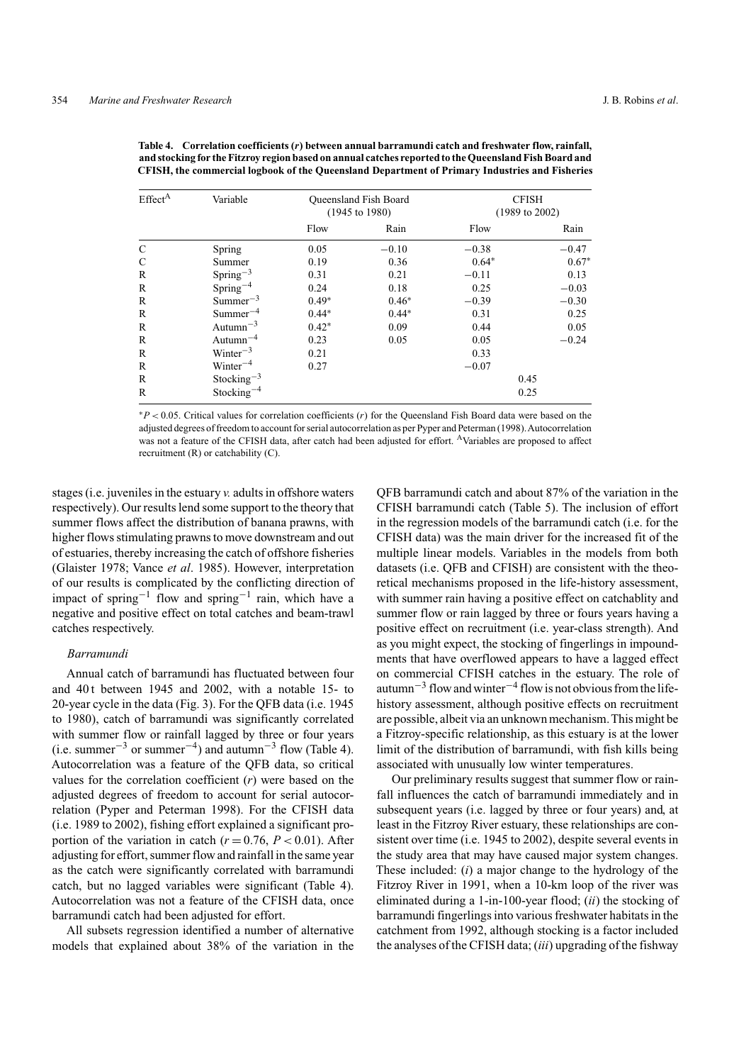**Table 4. Correlation coefficients (*r*) between annual barramundi catch and freshwater flow, rainfall, and stocking for the Fitzroy region based on annual catches reported to the Queensland Fish Board and CFISH, the commercial logbook of the Queensland Department of Primary Industries and Fisheries**

| Effect[A] | Variable | Queensland Fish Board (1945 to 1980) | | CFISH (1989 to 2002) | |
|---|---|---|---|---|---|
| | | Flow | Rain | Flow | Rain |
| C | Spring | 0.05 | −0.10 | −0.38 | −0.47 |
| C | Summer | 0.19 | 0.36 | 0.64* | 0.67* |
| R | Spring$^{-3}$ | 0.31 | 0.21 | −0.11 | 0.13 |
| R | Spring$^{-4}$ | 0.24 | 0.18 | 0.25 | −0.03 |
| R | Summer$^{-3}$ | 0.49* | 0.46* | −0.39 | −0.30 |
| R | Summer$^{-4}$ | 0.44* | 0.44* | 0.31 | 0.25 |
| R | Autumn$^{-3}$ | 0.42* | 0.09 | 0.44 | 0.05 |
| R | Autumn$^{-4}$ | 0.23 | 0.05 | 0.05 | −0.24 |
| R | Winter$^{-3}$ | 0.21 | | 0.33 | |
| R | Winter$^{-4}$ | 0.27 | | −0.07 | |
| R | Stocking$^{-3}$ | | | 0.45 | |
| R | Stocking$^{-4}$ | | | 0.25 | |

*$P < 0.05$. Critical values for correlation coefficients (*r*) for the Queensland Fish Board data were based on the adjusted degrees of freedom to account for serial autocorrelation as per Pyper and Peterman (1998). Autocorrelation was not a feature of the CFISH data, after catch had been adjusted for effort. [A]Variables are proposed to affect recruitment (R) or catchability (C).

stages (i.e. juveniles in the estuary *v.* adults in offshore waters respectively). Our results lend some support to the theory that summer flows affect the distribution of banana prawns, with higher flows stimulating prawns to move downstream and out of estuaries, thereby increasing the catch of offshore fisheries (Glaister 1978; Vance *et al*. 1985). However, interpretation of our results is complicated by the conflicting direction of impact of spring$^{-1}$ flow and spring$^{-1}$ rain, which have a negative and positive effect on total catches and beam-trawl catches respectively.

### *Barramundi*

Annual catch of barramundi has fluctuated between four and 40 t between 1945 and 2002, with a notable 15- to 20-year cycle in the data (Fig. 3). For the QFB data (i.e. 1945 to 1980), catch of barramundi was significantly correlated with summer flow or rainfall lagged by three or four years (i.e. summer$^{-3}$ or summer$^{-4}$) and autumn$^{-3}$ flow (Table 4). Autocorrelation was a feature of the QFB data, so critical values for the correlation coefficient (*r*) were based on the adjusted degrees of freedom to account for serial autocorrelation (Pyper and Peterman 1998). For the CFISH data (i.e. 1989 to 2002), fishing effort explained a significant proportion of the variation in catch ($r = 0.76$, $P < 0.01$). After adjusting for effort, summer flow and rainfall in the same year as the catch were significantly correlated with barramundi catch, but no lagged variables were significant (Table 4). Autocorrelation was not a feature of the CFISH data, once barramundi catch had been adjusted for effort.

All subsets regression identified a number of alternative models that explained about 38% of the variation in the QFB barramundi catch and about 87% of the variation in the CFISH barramundi catch (Table 5). The inclusion of effort in the regression models of the barramundi catch (i.e. for the CFISH data) was the main driver for the increased fit of the multiple linear models. Variables in the models from both datasets (i.e. QFB and CFISH) are consistent with the theoretical mechanisms proposed in the life-history assessment, with summer rain having a positive effect on catchablity and summer flow or rain lagged by three or fours years having a positive effect on recruitment (i.e. year-class strength). And as you might expect, the stocking of fingerlings in impoundments that have overflowed appears to have a lagged effect on commercial CFISH catches in the estuary. The role of autumn$^{-3}$ flow and winter$^{-4}$ flow is not obvious from the life-history assessment, although positive effects on recruitment are possible, albeit via an unknown mechanism. This might be a Fitzroy-specific relationship, as this estuary is at the lower limit of the distribution of barramundi, with fish kills being associated with unusually low winter temperatures.

Our preliminary results suggest that summer flow or rainfall influences the catch of barramundi immediately and in subsequent years (i.e. lagged by three or four years) and, at least in the Fitzroy River estuary, these relationships are consistent over time (i.e. 1945 to 2002), despite several events in the study area that may have caused major system changes. These included: (*i*) a major change to the hydrology of the Fitzroy River in 1991, when a 10-km loop of the river was eliminated during a 1-in-100-year flood; (*ii*) the stocking of barramundi fingerlings into various freshwater habitats in the catchment from 1992, although stocking is a factor included the analyses of the CFISH data; (*iii*) upgrading of the fishway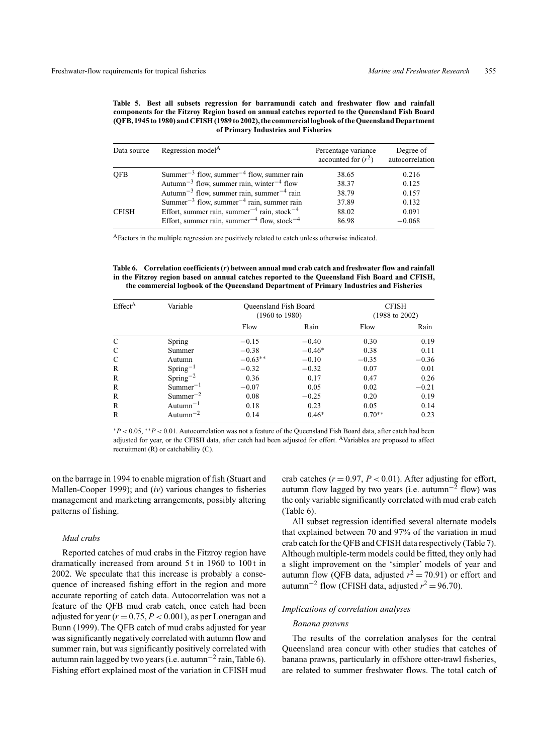**Table 5. Best all subsets regression for barramundi catch and freshwater flow and rainfall components for the Fitzroy Region based on annual catches reported to the Queensland Fish Board (QFB, 1945 to 1980) and CFISH (1989 to 2002), the commercial logbook of the Queensland Department of Primary Industries and Fisheries**

| Data source | Regression model[A] | Percentage variance accounted for ($r^2$) | Degree of autocorrelation |
|---|---|---|---|
| QFB | Summer$^{-3}$ flow, summer$^{-4}$ flow, summer rain | 38.65 | 0.216 |
| | Autumn$^{-3}$ flow, summer rain, winter$^{-4}$ flow | 38.37 | 0.125 |
| | Autumn$^{-3}$ flow, summer rain, summer$^{-4}$ rain | 38.79 | 0.157 |
| | Summer$^{-3}$ flow, summer$^{-4}$ rain, summer rain | 37.89 | 0.132 |
| CFISH | Effort, summer rain, summer$^{-4}$ rain, stock$^{-4}$ | 88.02 | 0.091 |
| | Effort, summer rain, summer$^{-4}$ flow, stock$^{-4}$ | 86.98 | −0.068 |

[A]Factors in the multiple regression are positively related to catch unless otherwise indicated.

**Table 6. Correlation coefficients ($r$) between annual mud crab catch and freshwater flow and rainfall in the Fitzroy region based on annual catches reported to the Queensland Fish Board and CFISH, the commercial logbook of the Queensland Department of Primary Industries and Fisheries**

| Effect[A] | Variable | Queensland Fish Board (1960 to 1980) | | CFISH (1988 to 2002) | |
|---|---|---|---|---|---|
| | | Flow | Rain | Flow | Rain |
| C | Spring | −0.15 | −0.40 | 0.30 | 0.19 |
| C | Summer | −0.38 | −0.46* | 0.38 | 0.11 |
| C | Autumn | −0.63** | −0.10 | −0.35 | −0.36 |
| R | Spring$^{-1}$ | −0.32 | −0.32 | 0.07 | 0.01 |
| R | Spring$^{-2}$ | 0.36 | 0.17 | 0.47 | 0.26 |
| R | Summer$^{-1}$ | −0.07 | 0.05 | 0.02 | −0.21 |
| R | Summer$^{-2}$ | 0.08 | −0.25 | 0.20 | 0.19 |
| R | Autumn$^{-1}$ | 0.18 | 0.23 | 0.05 | 0.14 |
| R | Autumn$^{-2}$ | 0.14 | 0.46* | 0.70** | 0.23 |

*$P < 0.05$, **$P < 0.01$. Autocorrelation was not a feature of the Queensland Fish Board data, after catch had been adjusted for year, or the CFISH data, after catch had been adjusted for effort. [A]Variables are proposed to affect recruitment (R) or catchability (C).

on the barrage in 1994 to enable migration of fish (Stuart and Mallen-Cooper 1999); and (*iv*) various changes to fisheries management and marketing arrangements, possibly altering patterns of fishing.

### *Mud crabs*

Reported catches of mud crabs in the Fitzroy region have dramatically increased from around 5 t in 1960 to 100 t in 2002. We speculate that this increase is probably a consequence of increased fishing effort in the region and more accurate reporting of catch data. Autocorrelation was not a feature of the QFB mud crab catch, once catch had been adjusted for year ($r = 0.75$, $P < 0.001$), as per Loneragan and Bunn (1999). The QFB catch of mud crabs adjusted for year was significantly negatively correlated with autumn flow and summer rain, but was significantly positively correlated with autumn rain lagged by two years (i.e. autumn$^{-2}$ rain, Table 6). Fishing effort explained most of the variation in CFISH mud crab catches ($r = 0.97$, $P < 0.01$). After adjusting for effort, autumn flow lagged by two years (i.e. autumn$^{-2}$ flow) was the only variable significantly correlated with mud crab catch (Table 6).

All subset regression identified several alternate models that explained between 70 and 97% of the variation in mud crab catch for the QFB and CFISH data respectively (Table 7). Although multiple-term models could be fitted, they only had a slight improvement on the 'simpler' models of year and autumn flow (QFB data, adjusted $r^2 = 70.91$) or effort and autumn$^{-2}$ flow (CFISH data, adjusted $r^2 = 96.70$).

## *Implications of correlation analyses*

### *Banana prawns*

The results of the correlation analyses for the central Queensland area concur with other studies that catches of banana prawns, particularly in offshore otter-trawl fisheries, are related to summer freshwater flows. The total catch of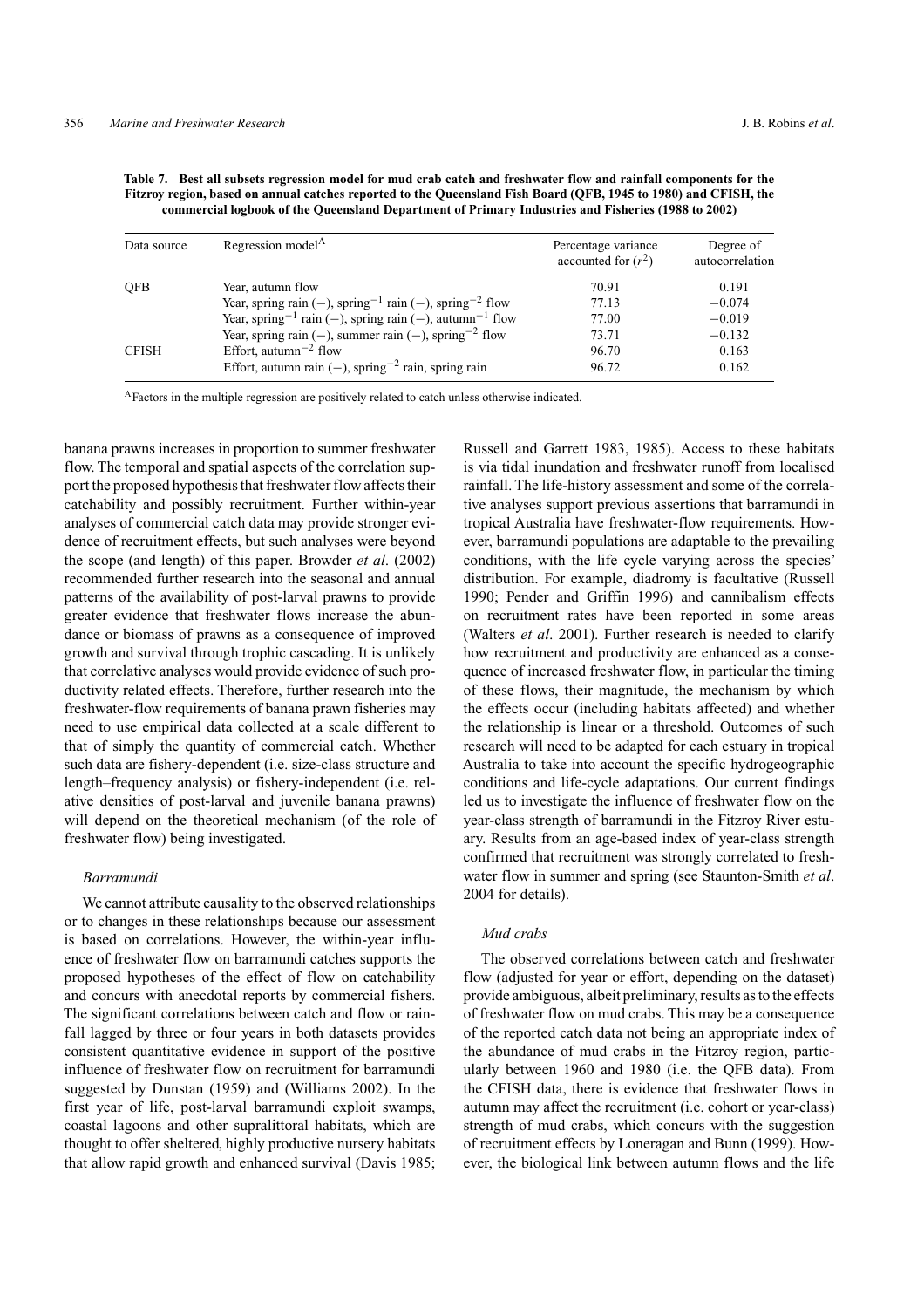**Table 7. Best all subsets regression model for mud crab catch and freshwater flow and rainfall components for the Fitzroy region, based on annual catches reported to the Queensland Fish Board (QFB, 1945 to 1980) and CFISH, the commercial logbook of the Queensland Department of Primary Industries and Fisheries (1988 to 2002)**

| Data source | Regression model[A] | Percentage variance accounted for ($r^2$) | Degree of autocorrelation |
|---|---|---|---|
| QFB | Year, autumn flow | 70.91 | 0.191 |
| | Year, spring rain (−), spring$^{-1}$ rain (−), spring$^{-2}$ flow | 77.13 | −0.074 |
| | Year, spring$^{-1}$ rain (−), spring rain (−), autumn$^{-1}$ flow | 77.00 | −0.019 |
| | Year, spring rain (−), summer rain (−), spring$^{-2}$ flow | 73.71 | −0.132 |
| CFISH | Effort, autumn$^{-2}$ flow | 96.70 | 0.163 |
| | Effort, autumn rain (−), spring$^{-2}$ rain, spring rain | 96.72 | 0.162 |

[A]Factors in the multiple regression are positively related to catch unless otherwise indicated.

banana prawns increases in proportion to summer freshwater flow. The temporal and spatial aspects of the correlation support the proposed hypothesis that freshwater flow affects their catchability and possibly recruitment. Further within-year analyses of commercial catch data may provide stronger evidence of recruitment effects, but such analyses were beyond the scope (and length) of this paper. Browder *et al*. (2002) recommended further research into the seasonal and annual patterns of the availability of post-larval prawns to provide greater evidence that freshwater flows increase the abundance or biomass of prawns as a consequence of improved growth and survival through trophic cascading. It is unlikely that correlative analyses would provide evidence of such productivity related effects. Therefore, further research into the freshwater-flow requirements of banana prawn fisheries may need to use empirical data collected at a scale different to that of simply the quantity of commercial catch. Whether such data are fishery-dependent (i.e. size-class structure and length–frequency analysis) or fishery-independent (i.e. relative densities of post-larval and juvenile banana prawns) will depend on the theoretical mechanism (of the role of freshwater flow) being investigated.

### *Barramundi*

We cannot attribute causality to the observed relationships or to changes in these relationships because our assessment is based on correlations. However, the within-year influence of freshwater flow on barramundi catches supports the proposed hypotheses of the effect of flow on catchability and concurs with anecdotal reports by commercial fishers. The significant correlations between catch and flow or rainfall lagged by three or four years in both datasets provides consistent quantitative evidence in support of the positive influence of freshwater flow on recruitment for barramundi suggested by Dunstan (1959) and (Williams 2002). In the first year of life, post-larval barramundi exploit swamps, coastal lagoons and other supralittoral habitats, which are thought to offer sheltered, highly productive nursery habitats that allow rapid growth and enhanced survival (Davis 1985; Russell and Garrett 1983, 1985). Access to these habitats is via tidal inundation and freshwater runoff from localised rainfall. The life-history assessment and some of the correlative analyses support previous assertions that barramundi in tropical Australia have freshwater-flow requirements. However, barramundi populations are adaptable to the prevailing conditions, with the life cycle varying across the species' distribution. For example, diadromy is facultative (Russell 1990; Pender and Griffin 1996) and cannibalism effects on recruitment rates have been reported in some areas (Walters *et al*. 2001). Further research is needed to clarify how recruitment and productivity are enhanced as a consequence of increased freshwater flow, in particular the timing of these flows, their magnitude, the mechanism by which the effects occur (including habitats affected) and whether the relationship is linear or a threshold. Outcomes of such research will need to be adapted for each estuary in tropical Australia to take into account the specific hydrogeographic conditions and life-cycle adaptations. Our current findings led us to investigate the influence of freshwater flow on the year-class strength of barramundi in the Fitzroy River estuary. Results from an age-based index of year-class strength confirmed that recruitment was strongly correlated to freshwater flow in summer and spring (see Staunton-Smith *et al*. 2004 for details).

### *Mud crabs*

The observed correlations between catch and freshwater flow (adjusted for year or effort, depending on the dataset) provide ambiguous, albeit preliminary, results as to the effects of freshwater flow on mud crabs. This may be a consequence of the reported catch data not being an appropriate index of the abundance of mud crabs in the Fitzroy region, particularly between 1960 and 1980 (i.e. the QFB data). From the CFISH data, there is evidence that freshwater flows in autumn may affect the recruitment (i.e. cohort or year-class) strength of mud crabs, which concurs with the suggestion of recruitment effects by Loneragan and Bunn (1999). However, the biological link between autumn flows and the life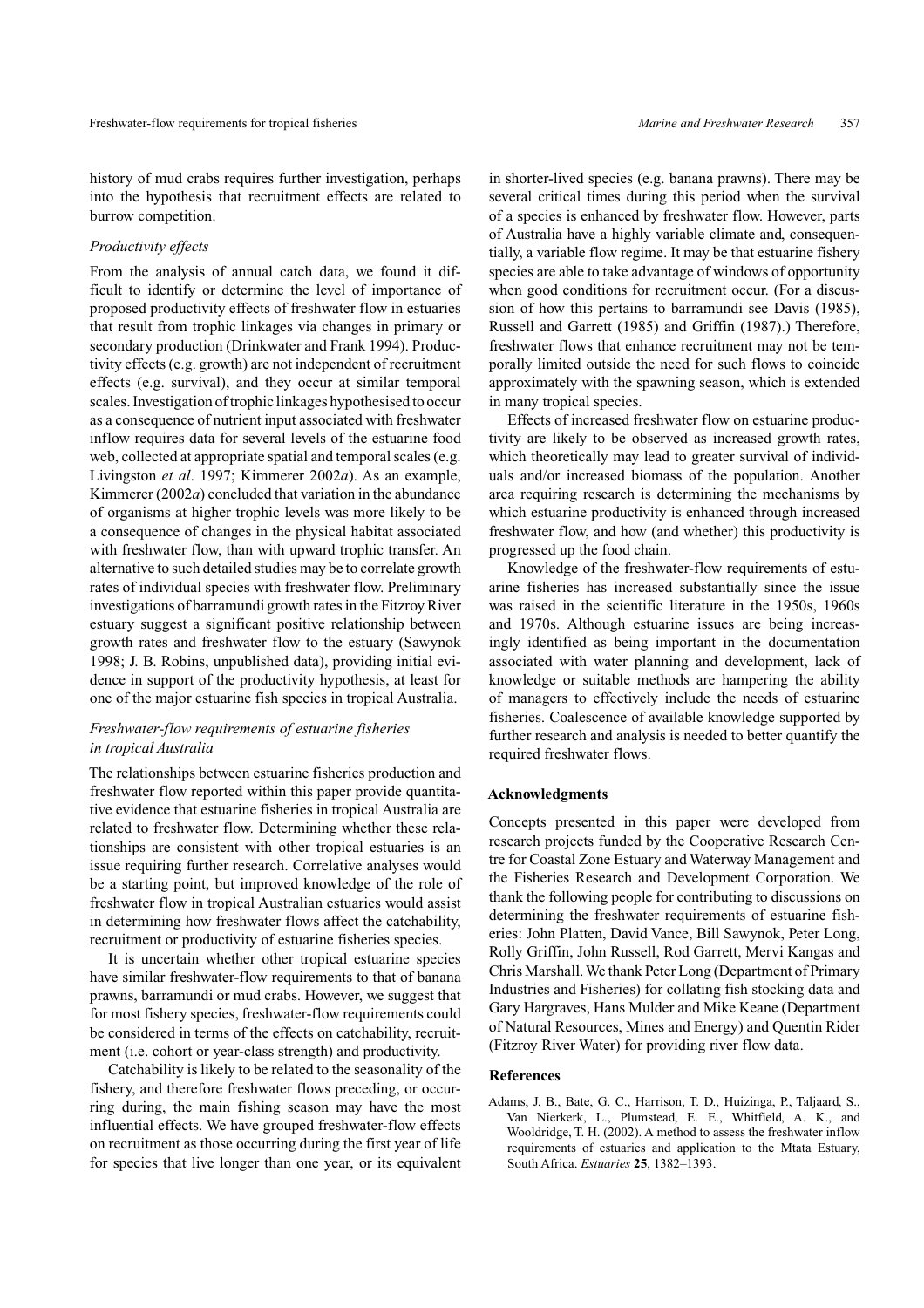history of mud crabs requires further investigation, perhaps into the hypothesis that recruitment effects are related to burrow competition.

### *Productivity effects*

From the analysis of annual catch data, we found it difficult to identify or determine the level of importance of proposed productivity effects of freshwater flow in estuaries that result from trophic linkages via changes in primary or secondary production (Drinkwater and Frank 1994). Productivity effects (e.g. growth) are not independent of recruitment effects (e.g. survival), and they occur at similar temporal scales. Investigation of trophic linkages hypothesised to occur as a consequence of nutrient input associated with freshwater inflow requires data for several levels of the estuarine food web, collected at appropriate spatial and temporal scales (e.g. Livingston *et al*. 1997; Kimmerer 2002*a*). As an example, Kimmerer (2002*a*) concluded that variation in the abundance of organisms at higher trophic levels was more likely to be a consequence of changes in the physical habitat associated with freshwater flow, than with upward trophic transfer. An alternative to such detailed studies may be to correlate growth rates of individual species with freshwater flow. Preliminary investigations of barramundi growth rates in the Fitzroy River estuary suggest a significant positive relationship between growth rates and freshwater flow to the estuary (Sawynok 1998; J. B. Robins, unpublished data), providing initial evidence in support of the productivity hypothesis, at least for one of the major estuarine fish species in tropical Australia.

### *Freshwater-flow requirements of estuarine fisheries in tropical Australia*

The relationships between estuarine fisheries production and freshwater flow reported within this paper provide quantitative evidence that estuarine fisheries in tropical Australia are related to freshwater flow. Determining whether these relationships are consistent with other tropical estuaries is an issue requiring further research. Correlative analyses would be a starting point, but improved knowledge of the role of freshwater flow in tropical Australian estuaries would assist in determining how freshwater flows affect the catchability, recruitment or productivity of estuarine fisheries species.

It is uncertain whether other tropical estuarine species have similar freshwater-flow requirements to that of banana prawns, barramundi or mud crabs. However, we suggest that for most fishery species, freshwater-flow requirements could be considered in terms of the effects on catchability, recruitment (i.e. cohort or year-class strength) and productivity.

Catchability is likely to be related to the seasonality of the fishery, and therefore freshwater flows preceding, or occurring during, the main fishing season may have the most influential effects. We have grouped freshwater-flow effects on recruitment as those occurring during the first year of life for species that live longer than one year, or its equivalent in shorter-lived species (e.g. banana prawns). There may be several critical times during this period when the survival of a species is enhanced by freshwater flow. However, parts of Australia have a highly variable climate and, consequentially, a variable flow regime. It may be that estuarine fishery species are able to take advantage of windows of opportunity when good conditions for recruitment occur. (For a discussion of how this pertains to barramundi see Davis (1985), Russell and Garrett (1985) and Griffin (1987).) Therefore, freshwater flows that enhance recruitment may not be temporally limited outside the need for such flows to coincide approximately with the spawning season, which is extended in many tropical species.

Effects of increased freshwater flow on estuarine productivity are likely to be observed as increased growth rates, which theoretically may lead to greater survival of individuals and/or increased biomass of the population. Another area requiring research is determining the mechanisms by which estuarine productivity is enhanced through increased freshwater flow, and how (and whether) this productivity is progressed up the food chain.

Knowledge of the freshwater-flow requirements of estuarine fisheries has increased substantially since the issue was raised in the scientific literature in the 1950s, 1960s and 1970s. Although estuarine issues are being increasingly identified as being important in the documentation associated with water planning and development, lack of knowledge or suitable methods are hampering the ability of managers to effectively include the needs of estuarine fisheries. Coalescence of available knowledge supported by further research and analysis is needed to better quantify the required freshwater flows.

## Acknowledgments

Concepts presented in this paper were developed from research projects funded by the Cooperative Research Centre for Coastal Zone Estuary and Waterway Management and the Fisheries Research and Development Corporation. We thank the following people for contributing to discussions on determining the freshwater requirements of estuarine fisheries: John Platten, David Vance, Bill Sawynok, Peter Long, Rolly Griffin, John Russell, Rod Garrett, Mervi Kangas and Chris Marshall. We thank Peter Long (Department of Primary Industries and Fisheries) for collating fish stocking data and Gary Hargraves, Hans Mulder and Mike Keane (Department of Natural Resources, Mines and Energy) and Quentin Rider (Fitzroy River Water) for providing river flow data.

## References

Adams, J. B., Bate, G. C., Harrison, T. D., Huizinga, P., Taljaard, S., Van Nierkerk, L., Plumstead, E. E., Whitfield, A. K., and Wooldridge, T. H. (2002). A method to assess the freshwater inflow requirements of estuaries and application to the Mtata Estuary, South Africa. *Estuaries* **25**, 1382–1393.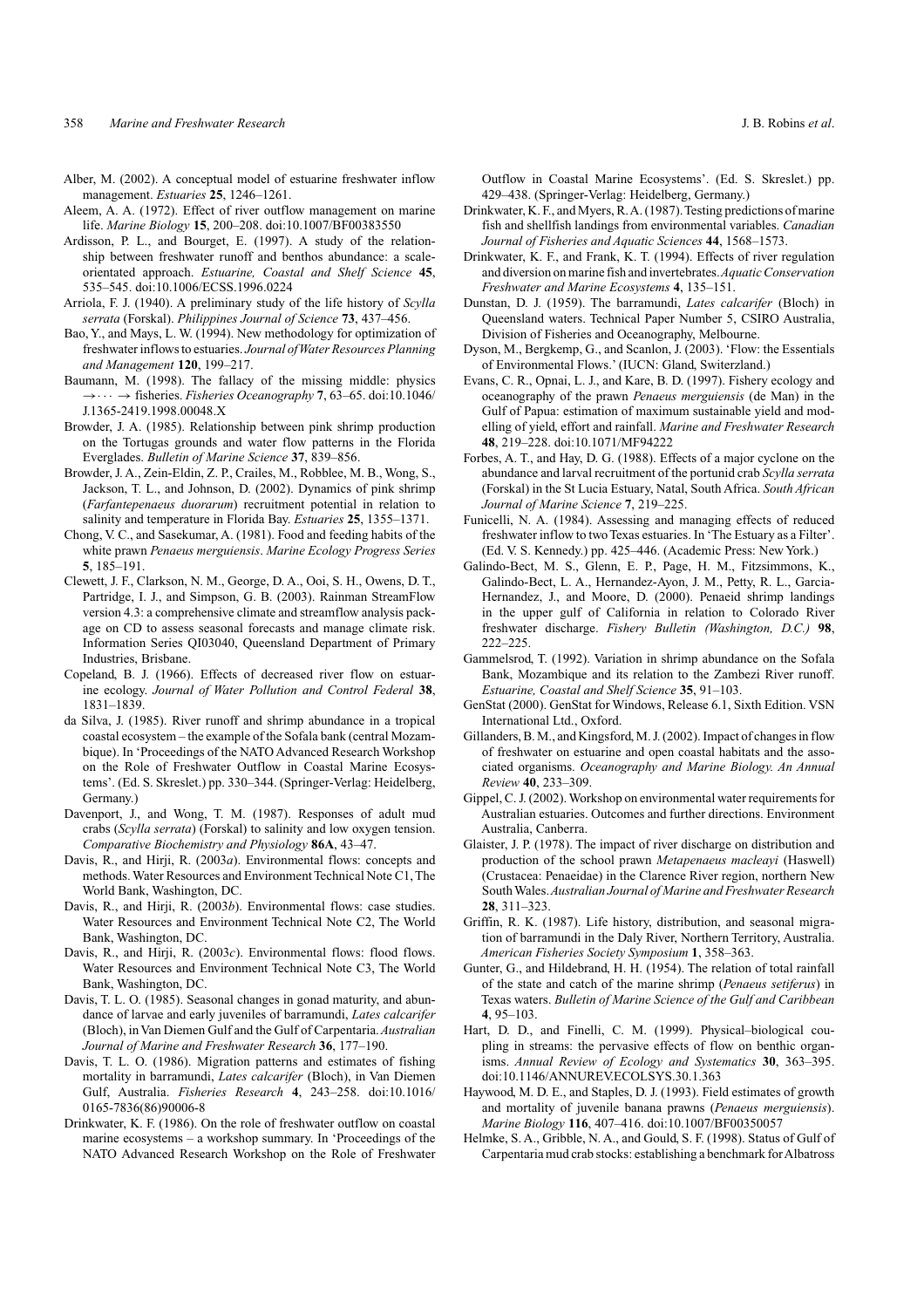Alber, M. (2002). A conceptual model of estuarine freshwater inflow management. *Estuaries* **25**, 1246–1261.

Aleem, A. A. (1972). Effect of river outflow management on marine life. *Marine Biology* **15**, 200–208. doi:10.1007/BF00383550

Ardisson, P. L., and Bourget, E. (1997). A study of the relationship between freshwater runoff and benthos abundance: a scale-orientated approach. *Estuarine, Coastal and Shelf Science* **45**, 535–545. doi:10.1006/ECSS.1996.0224

Arriola, F. J. (1940). A preliminary study of the life history of *Scylla serrata* (Forskal). *Philippines Journal of Science* **73**, 437–456.

Bao, Y., and Mays, L. W. (1994). New methodology for optimization of freshwater inflows to estuaries. *Journal of Water Resources Planning and Management* **120**, 199–217.

Baumann, M. (1998). The fallacy of the missing middle: physics → ··· → fisheries. *Fisheries Oceanography* **7**, 63–65. doi:10.1046/J.1365-2419.1998.00048.X

Browder, J. A. (1985). Relationship between pink shrimp production on the Tortugas grounds and water flow patterns in the Florida Everglades. *Bulletin of Marine Science* **37**, 839–856.

Browder, J. A., Zein-Eldin, Z. P., Crailes, M., Robblee, M. B., Wong, S., Jackson, T. L., and Johnson, D. (2002). Dynamics of pink shrimp (*Farfantepenaeus duorarum*) recruitment potential in relation to salinity and temperature in Florida Bay. *Estuaries* **25**, 1355–1371.

Chong, V. C., and Sasekumar, A. (1981). Food and feeding habits of the white prawn *Penaeus merguiensis*. *Marine Ecology Progress Series* **5**, 185–191.

Clewett, J. F., Clarkson, N. M., George, D. A., Ooi, S. H., Owens, D. T., Partridge, I. J., and Simpson, G. B. (2003). Rainman StreamFlow version 4.3: a comprehensive climate and streamflow analysis package on CD to assess seasonal forecasts and manage climate risk. Information Series QI03040, Queensland Department of Primary Industries, Brisbane.

Copeland, B. J. (1966). Effects of decreased river flow on estuarine ecology. *Journal of Water Pollution and Control Federal* **38**, 1831–1839.

da Silva, J. (1985). River runoff and shrimp abundance in a tropical coastal ecosystem – the example of the Sofala bank (central Mozambique). In 'Proceedings of the NATO Advanced Research Workshop on the Role of Freshwater Outflow in Coastal Marine Ecosystems'. (Ed. S. Skreslet.) pp. 330–344. (Springer-Verlag: Heidelberg, Germany.)

Davenport, J., and Wong, T. M. (1987). Responses of adult mud crabs (*Scylla serrata*) (Forskal) to salinity and low oxygen tension. *Comparative Biochemistry and Physiology* **86A**, 43–47.

Davis, R., and Hirji, R. (2003*a*). Environmental flows: concepts and methods. Water Resources and Environment Technical Note C1, The World Bank, Washington, DC.

Davis, R., and Hirji, R. (2003*b*). Environmental flows: case studies. Water Resources and Environment Technical Note C2, The World Bank, Washington, DC.

Davis, R., and Hirji, R. (2003*c*). Environmental flows: flood flows. Water Resources and Environment Technical Note C3, The World Bank, Washington, DC.

Davis, T. L. O. (1985). Seasonal changes in gonad maturity, and abundance of larvae and early juveniles of barramundi, *Lates calcarifer* (Bloch), in Van Diemen Gulf and the Gulf of Carpentaria. *Australian Journal of Marine and Freshwater Research* **36**, 177–190.

Davis, T. L. O. (1986). Migration patterns and estimates of fishing mortality in barramundi, *Lates calcarifer* (Bloch), in Van Diemen Gulf, Australia. *Fisheries Research* **4**, 243–258. doi:10.1016/0165-7836(86)90006-8

Drinkwater, K. F. (1986). On the role of freshwater outflow on coastal marine ecosystems – a workshop summary. In 'Proceedings of the NATO Advanced Research Workshop on the Role of Freshwater Outflow in Coastal Marine Ecosystems'. (Ed. S. Skreslet.) pp. 429–438. (Springer-Verlag: Heidelberg, Germany.)

Drinkwater, K. F., and Myers, R. A. (1987). Testing predictions of marine fish and shellfish landings from environmental variables. *Canadian Journal of Fisheries and Aquatic Sciences* **44**, 1568–1573.

Drinkwater, K. F., and Frank, K. T. (1994). Effects of river regulation and diversion on marine fish and invertebrates. *Aquatic Conservation Freshwater and Marine Ecosystems* **4**, 135–151.

Dunstan, D. J. (1959). The barramundi, *Lates calcarifer* (Bloch) in Queensland waters. Technical Paper Number 5, CSIRO Australia, Division of Fisheries and Oceanography, Melbourne.

Dyson, M., Bergkemp, G., and Scanlon, J. (2003). 'Flow: the Essentials of Environmental Flows.' (IUCN: Gland, Switerzland.)

Evans, C. R., Opnai, L. J., and Kare, B. D. (1997). Fishery ecology and oceanography of the prawn *Penaeus merguiensis* (de Man) in the Gulf of Papua: estimation of maximum sustainable yield and modelling of yield, effort and rainfall. *Marine and Freshwater Research* **48**, 219–228. doi:10.1071/MF94222

Forbes, A. T., and Hay, D. G. (1988). Effects of a major cyclone on the abundance and larval recruitment of the portunid crab *Scylla serrata* (Forskal) in the St Lucia Estuary, Natal, South Africa. *South African Journal of Marine Science* **7**, 219–225.

Funicelli, N. A. (1984). Assessing and managing effects of reduced freshwater inflow to two Texas estuaries. In 'The Estuary as a Filter'. (Ed. V. S. Kennedy.) pp. 425–446. (Academic Press: New York.)

Galindo-Bect, M. S., Glenn, E. P., Page, H. M., Fitzsimmons, K., Galindo-Bect, L. A., Hernandez-Ayon, J. M., Petty, R. L., Garcia-Hernandez, J., and Moore, D. (2000). Penaeid shrimp landings in the upper gulf of California in relation to Colorado River freshwater discharge. *Fishery Bulletin (Washington, D.C.)* **98**, 222–225.

Gammelsrod, T. (1992). Variation in shrimp abundance on the Sofala Bank, Mozambique and its relation to the Zambezi River runoff. *Estuarine, Coastal and Shelf Science* **35**, 91–103.

GenStat (2000). GenStat for Windows, Release 6.1, Sixth Edition. VSN International Ltd., Oxford.

Gillanders, B. M., and Kingsford, M. J. (2002). Impact of changes in flow of freshwater on estuarine and open coastal habitats and the associated organisms. *Oceanography and Marine Biology. An Annual Review* **40**, 233–309.

Gippel, C. J. (2002). Workshop on environmental water requirements for Australian estuaries. Outcomes and further directions. Environment Australia, Canberra.

Glaister, J. P. (1978). The impact of river discharge on distribution and production of the school prawn *Metapenaeus macleayi* (Haswell) (Crustacea: Penaeidae) in the Clarence River region, northern New South Wales. *Australian Journal of Marine and Freshwater Research* **28**, 311–323.

Griffin, R. K. (1987). Life history, distribution, and seasonal migration of barramundi in the Daly River, Northern Territory, Australia. *American Fisheries Society Symposium* **1**, 358–363.

Gunter, G., and Hildebrand, H. H. (1954). The relation of total rainfall of the state and catch of the marine shrimp (*Penaeus setiferus*) in Texas waters. *Bulletin of Marine Science of the Gulf and Caribbean* **4**, 95–103.

Hart, D. D., and Finelli, C. M. (1999). Physical–biological coupling in streams: the pervasive effects of flow on benthic organisms. *Annual Review of Ecology and Systematics* **30**, 363–395. doi:10.1146/ANNUREV.ECOLSYS.30.1.363

Haywood, M. D. E., and Staples, D. J. (1993). Field estimates of growth and mortality of juvenile banana prawns (*Penaeus merguiensis*). *Marine Biology* **116**, 407–416. doi:10.1007/BF00350057

Helmke, S. A., Gribble, N. A., and Gould, S. F. (1998). Status of Gulf of Carpentaria mud crab stocks: establishing a benchmark for Albatross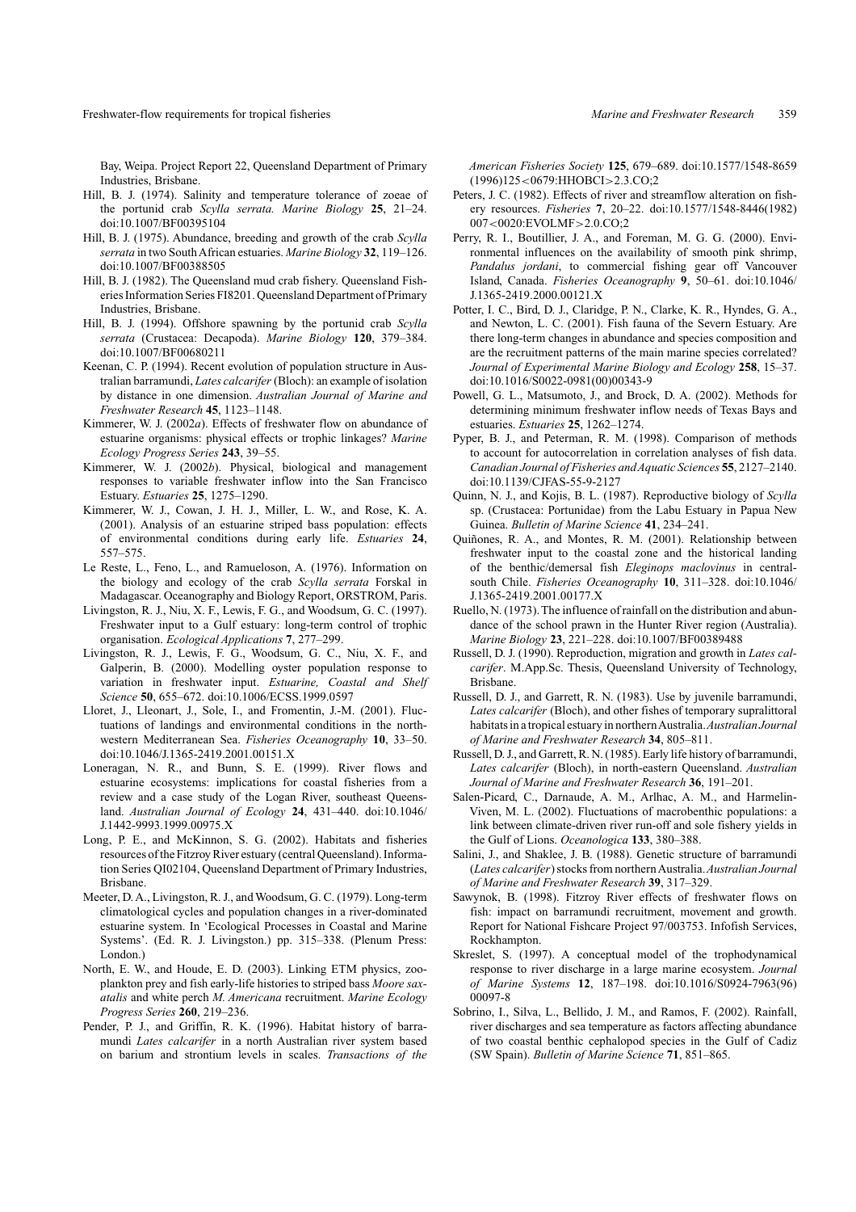Bay, Weipa. Project Report 22, Queensland Department of Primary Industries, Brisbane.

Hill, B. J. (1974). Salinity and temperature tolerance of zoeae of the portunid crab *Scylla serrata*. *Marine Biology* **25**, 21–24. doi:10.1007/BF00395104

Hill, B. J. (1975). Abundance, breeding and growth of the crab *Scylla serrata* in two South African estuaries. *Marine Biology* **32**, 119–126. doi:10.1007/BF00388505

Hill, B. J. (1982). The Queensland mud crab fishery. Queensland Fisheries Information Series FI8201. Queensland Department of Primary Industries, Brisbane.

Hill, B. J. (1994). Offshore spawning by the portunid crab *Scylla serrata* (Crustacea: Decapoda). *Marine Biology* **120**, 379–384. doi:10.1007/BF00680211

Keenan, C. P. (1994). Recent evolution of population structure in Australian barramundi, *Lates calcarifer* (Bloch): an example of isolation by distance in one dimension. *Australian Journal of Marine and Freshwater Research* **45**, 1123–1148.

Kimmerer, W. J. (2002*a*). Effects of freshwater flow on abundance of estuarine organisms: physical effects or trophic linkages? *Marine Ecology Progress Series* **243**, 39–55.

Kimmerer, W. J. (2002*b*). Physical, biological and management responses to variable freshwater inflow into the San Francisco Estuary. *Estuaries* **25**, 1275–1290.

Kimmerer, W. J., Cowan, J. H. J., Miller, L. W., and Rose, K. A. (2001). Analysis of an estuarine striped bass population: effects of environmental conditions during early life. *Estuaries* **24**, 557–575.

Le Reste, L., Feno, L., and Ramueloson, A. (1976). Information on the biology and ecology of the crab *Scylla serrata* Forskal in Madagascar. Oceanography and Biology Report, ORSTROM, Paris.

Livingston, R. J., Niu, X. F., Lewis, F. G., and Woodsum, G. C. (1997). Freshwater input to a Gulf estuary: long-term control of trophic organisation. *Ecological Applications* **7**, 277–299.

Livingston, R. J., Lewis, F. G., Woodsum, G. C., Niu, X. F., and Galperin, B. (2000). Modelling oyster population response to variation in freshwater input. *Estuarine, Coastal and Shelf Science* **50**, 655–672. doi:10.1006/ECSS.1999.0597

Lloret, J., Lleonart, J., Sole, I., and Fromentin, J.-M. (2001). Fluctuations of landings and environmental conditions in the north-western Mediterranean Sea. *Fisheries Oceanography* **10**, 33–50. doi:10.1046/J.1365-2419.2001.00151.X

Loneragan, N. R., and Bunn, S. E. (1999). River flows and estuarine ecosystems: implications for coastal fisheries from a review and a case study of the Logan River, southeast Queensland. *Australian Journal of Ecology* **24**, 431–440. doi:10.1046/J.1442-9993.1999.00975.X

Long, P. E., and McKinnon, S. G. (2002). Habitats and fisheries resources of the Fitzroy River estuary (central Queensland). Information Series QI02104, Queensland Department of Primary Industries, Brisbane.

Meeter, D. A., Livingston, R. J., and Woodsum, G. C. (1979). Long-term climatological cycles and population changes in a river-dominated estuarine system. In 'Ecological Processes in Coastal and Marine Systems'. (Ed. R. J. Livingston.) pp. 315–338. (Plenum Press: London.)

North, E. W., and Houde, E. D. (2003). Linking ETM physics, zooplankton prey and fish early-life histories to striped bass *Moore saxatalis* and white perch *M. Americana* recruitment. *Marine Ecology Progress Series* **260**, 219–236.

Pender, P. J., and Griffin, R. K. (1996). Habitat history of barramundi *Lates calcarifer* in a north Australian river system based on barium and strontium levels in scales. *Transactions of the American Fisheries Society* **125**, 679–689. doi:10.1577/1548-8659(1996)125<0679:HHOBCI>2.3.CO;2

Peters, J. C. (1982). Effects of river and streamflow alteration on fishery resources. *Fisheries* **7**, 20–22. doi:10.1577/1548-8446(1982)007<0020:EVOLMF>2.0.CO;2

Perry, R. I., Boutillier, J. A., and Foreman, M. G. G. (2000). Environmental influences on the availability of smooth pink shrimp, *Pandalus jordani*, to commercial fishing gear off Vancouver Island, Canada. *Fisheries Oceanography* **9**, 50–61. doi:10.1046/J.1365-2419.2000.00121.X

Potter, I. C., Bird, D. J., Claridge, P. N., Clarke, K. R., Hyndes, G. A., and Newton, L. C. (2001). Fish fauna of the Severn Estuary. Are there long-term changes in abundance and species composition and are the recruitment patterns of the main marine species correlated? *Journal of Experimental Marine Biology and Ecology* **258**, 15–37. doi:10.1016/S0022-0981(00)00343-9

Powell, G. L., Matsumoto, J., and Brock, D. A. (2002). Methods for determining minimum freshwater inflow needs of Texas Bays and estuaries. *Estuaries* **25**, 1262–1274.

Pyper, B. J., and Peterman, R. M. (1998). Comparison of methods to account for autocorrelation in correlation analyses of fish data. *Canadian Journal of Fisheries and Aquatic Sciences* **55**, 2127–2140. doi:10.1139/CJFAS-55-9-2127

Quinn, N. J., and Kojis, B. L. (1987). Reproductive biology of *Scylla* sp. (Crustacea: Portunidae) from the Labu Estuary in Papua New Guinea. *Bulletin of Marine Science* **41**, 234–241.

Quiñones, R. A., and Montes, R. M. (2001). Relationship between freshwater input to the coastal zone and the historical landing of the benthic/demersal fish *Eleginops maclovinus* in central-south Chile. *Fisheries Oceanography* **10**, 311–328. doi:10.1046/J.1365-2419.2001.00177.X

Ruello, N. (1973). The influence of rainfall on the distribution and abundance of the school prawn in the Hunter River region (Australia). *Marine Biology* **23**, 221–228. doi:10.1007/BF00389488

Russell, D. J. (1990). Reproduction, migration and growth in *Lates calcarifer*. M.App.Sc. Thesis, Queensland University of Technology, Brisbane.

Russell, D. J., and Garrett, R. N. (1983). Use by juvenile barramundi, *Lates calcarifer* (Bloch), and other fishes of temporary supralittoral habitats in a tropical estuary in northern Australia. *Australian Journal of Marine and Freshwater Research* **34**, 805–811.

Russell, D. J., and Garrett, R. N. (1985). Early life history of barramundi, *Lates calcarifer* (Bloch), in north-eastern Queensland. *Australian Journal of Marine and Freshwater Research* **36**, 191–201.

Salen-Picard, C., Darnaude, A. M., Arlhac, A. M., and Harmelin-Viven, M. L. (2002). Fluctuations of macrobenthic populations: a link between climate-driven river run-off and sole fishery yields in the Gulf of Lions. *Oceanologica* **133**, 380–388.

Salini, J., and Shaklee, J. B. (1988). Genetic structure of barramundi (*Lates calcarifer*) stocks from northern Australia. *Australian Journal of Marine and Freshwater Research* **39**, 317–329.

Sawynok, B. (1998). Fitzroy River effects of freshwater flows on fish: impact on barramundi recruitment, movement and growth. Report for National Fishcare Project 97/003753. Infofish Services, Rockhampton.

Skreslet, S. (1997). A conceptual model of the trophodynamical response to river discharge in a large marine ecosystem. *Journal of Marine Systems* **12**, 187–198. doi:10.1016/S0924-7963(96)00097-8

Sobrino, I., Silva, L., Bellido, J. M., and Ramos, F. (2002). Rainfall, river discharges and sea temperature as factors affecting abundance of two coastal benthic cephalopod species in the Gulf of Cadiz (SW Spain). *Bulletin of Marine Science* **71**, 851–865.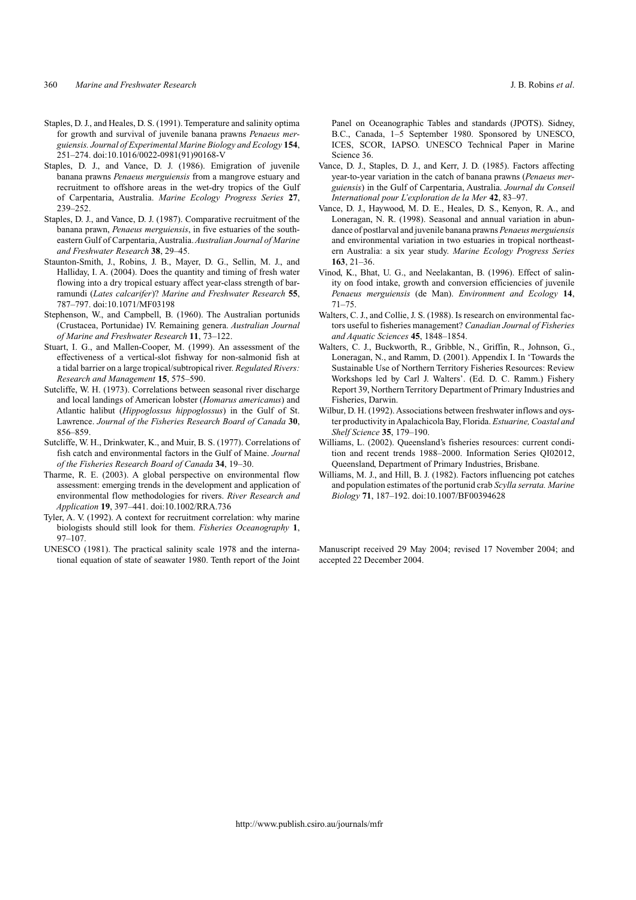Staples, D. J., and Heales, D. S. (1991). Temperature and salinity optima for growth and survival of juvenile banana prawns *Penaeus merguiensis*. *Journal of Experimental Marine Biology and Ecology* **154**, 251–274. doi:10.1016/0022-0981(91)90168-V

Staples, D. J., and Vance, D. J. (1986). Emigration of juvenile banana prawns *Penaeus merguiensis* from a mangrove estuary and recruitment to offshore areas in the wet-dry tropics of the Gulf of Carpentaria, Australia. *Marine Ecology Progress Series* **27**, 239–252.

Staples, D. J., and Vance, D. J. (1987). Comparative recruitment of the banana prawn, *Penaeus merguiensis*, in five estuaries of the south-eastern Gulf of Carpentaria, Australia. *Australian Journal of Marine and Freshwater Research* **38**, 29–45.

Staunton-Smith, J., Robins, J. B., Mayer, D. G., Sellin, M. J., and Halliday, I. A. (2004). Does the quantity and timing of fresh water flowing into a dry tropical estuary affect year-class strength of barramundi (*Lates calcarifer*)? *Marine and Freshwater Research* **55**, 787–797. doi:10.1071/MF03198

Stephenson, W., and Campbell, B. (1960). The Australian portunids (Crustacea, Portunidae) IV. Remaining genera. *Australian Journal of Marine and Freshwater Research* **11**, 73–122.

Stuart, I. G., and Mallen-Cooper, M. (1999). An assessment of the effectiveness of a vertical-slot fishway for non-salmonid fish at a tidal barrier on a large tropical/subtropical river. *Regulated Rivers: Research and Management* **15**, 575–590.

Sutcliffe, W. H. (1973). Correlations between seasonal river discharge and local landings of American lobster (*Homarus americanus*) and Atlantic halibut (*Hippoglossus hippoglossus*) in the Gulf of St. Lawrence. *Journal of the Fisheries Research Board of Canada* **30**, 856–859.

Sutcliffe, W. H., Drinkwater, K., and Muir, B. S. (1977). Correlations of fish catch and environmental factors in the Gulf of Maine. *Journal of the Fisheries Research Board of Canada* **34**, 19–30.

Tharme, R. E. (2003). A global perspective on environmental flow assessment: emerging trends in the development and application of environmental flow methodologies for rivers. *River Research and Application* **19**, 397–441. doi:10.1002/RRA.736

Tyler, A. V. (1992). A context for recruitment correlation: why marine biologists should still look for them. *Fisheries Oceanography* **1**, 97–107.

UNESCO (1981). The practical salinity scale 1978 and the international equation of state of seawater 1980. Tenth report of the Joint Panel on Oceanographic Tables and standards (JPOTS). Sidney, B.C., Canada, 1–5 September 1980. Sponsored by UNESCO, ICES, SCOR, IAPSO. UNESCO Technical Paper in Marine Science 36.

Vance, D. J., Staples, D. J., and Kerr, J. D. (1985). Factors affecting year-to-year variation in the catch of banana prawns (*Penaeus merguiensis*) in the Gulf of Carpentaria, Australia. *Journal du Conseil International pour L'exploration de la Mer* **42**, 83–97.

Vance, D. J., Haywood, M. D. E., Heales, D. S., Kenyon, R. A., and Loneragan, N. R. (1998). Seasonal and annual variation in abundance of postlarval and juvenile banana prawns *Penaeus merguiensis* and environmental variation in two estuaries in tropical northeastern Australia: a six year study. *Marine Ecology Progress Series* **163**, 21–36.

Vinod, K., Bhat, U. G., and Neelakantan, B. (1996). Effect of salinity on food intake, growth and conversion efficiencies of juvenile *Penaeus merguiensis* (de Man). *Environment and Ecology* **14**, 71–75.

Walters, C. J., and Collie, J. S. (1988). Is research on environmental factors useful to fisheries management? *Canadian Journal of Fisheries and Aquatic Sciences* **45**, 1848–1854.

Walters, C. J., Buckworth, R., Gribble, N., Griffin, R., Johnson, G., Loneragan, N., and Ramm, D. (2001). Appendix I. In 'Towards the Sustainable Use of Northern Territory Fisheries Resources: Review Workshops led by Carl J. Walters'. (Ed. D. C. Ramm.) Fishery Report 39, Northern Territory Department of Primary Industries and Fisheries, Darwin.

Wilbur, D. H. (1992). Associations between freshwater inflows and oyster productivity in Apalachicola Bay, Florida. *Estuarine, Coastal and Shelf Science* **35**, 179–190.

Williams, L. (2002). Queensland's fisheries resources: current condition and recent trends 1988–2000. Information Series QI02012, Queensland, Department of Primary Industries, Brisbane.

Williams, M. J., and Hill, B. J. (1982). Factors influencing pot catches and population estimates of the portunid crab *Scylla serrata*. *Marine Biology* **71**, 187–192. doi:10.1007/BF00394628

Manuscript received 29 May 2004; revised 17 November 2004; and accepted 22 December 2004.